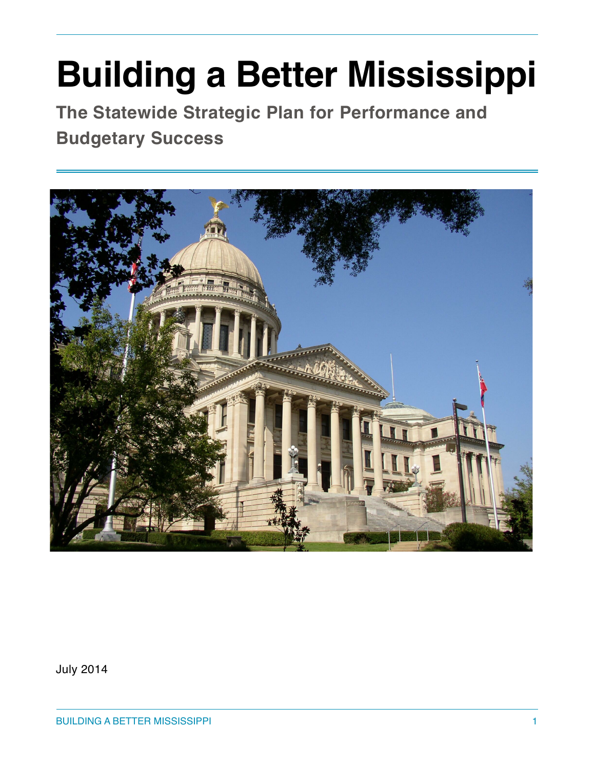# Building a Better Mississippi

## The Statewide Strategic Plan for Performance and Budgetary Success

July 2014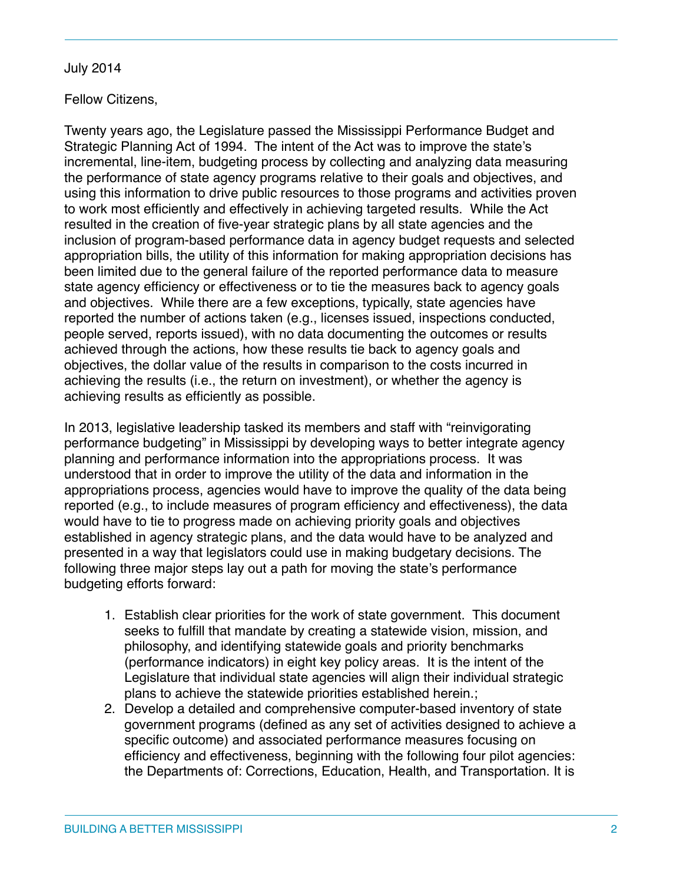July 2014

Fellow Citizens,

Twenty years ago, the Legislature passed the Mississippi Performance Budget and Strategic Planning Act of 1994. The intent of the Act was to improve the state's incremental, line-item, budgeting process by collecting and analyzing data measuring the performance of state agency programs relative to their goals and objectives, and using this information to drive public resources to those programs and activities proven to work most efficiently and effectively in achieving targeted results. While the Act resulted in the creation of five-year strategic plans by all state agencies and the inclusion of program-based performance data in agency budget requests and selected appropriation bills, the utility of this information for making appropriation decisions has been limited due to the general failure of the reported performance data to measure state agency efficiency or effectiveness or to tie the measures back to agency goals and objectives. While there are a few exceptions, typically, state agencies have reported the number of actions taken (e.g., licenses issued, inspections conducted, people served, reports issued), with no data documenting the outcomes or results achieved through the actions, how these results tie back to agency goals and objectives, the dollar value of the results in comparison to the costs incurred in achieving the results (i.e., the return on investment), or whether the agency is achieving results as efficiently as possible.

In 2013, legislative leadership tasked its members and staff with "reinvigorating performance budgeting" in Mississippi by developing ways to better integrate agency planning and performance information into the appropriations process. It was understood that in order to improve the utility of the data and information in the appropriations process, agencies would have to improve the quality of the data being reported (e.g., to include measures of program efficiency and effectiveness), the data would have to tie to progress made on achieving priority goals and objectives established in agency strategic plans, and the data would have to be analyzed and presented in a way that legislators could use in making budgetary decisions. The following three major steps lay out a path for moving the state's performance budgeting efforts forward:

1. Establish clear priorities for the work of state government. This document seeks to fulfill that mandate by creating a statewide vision, mission, and philosophy, and identifying statewide goals and priority benchmarks (performance indicators) in eight key policy areas. It is the intent of the Legislature that individual state agencies will align their individual strategic plans to achieve the statewide priorities established herein.;
2. Develop a detailed and comprehensive computer-based inventory of state government programs (defined as any set of activities designed to achieve a specific outcome) and associated performance measures focusing on efficiency and effectiveness, beginning with the following four pilot agencies: the Departments of: Corrections, Education, Health, and Transportation. It is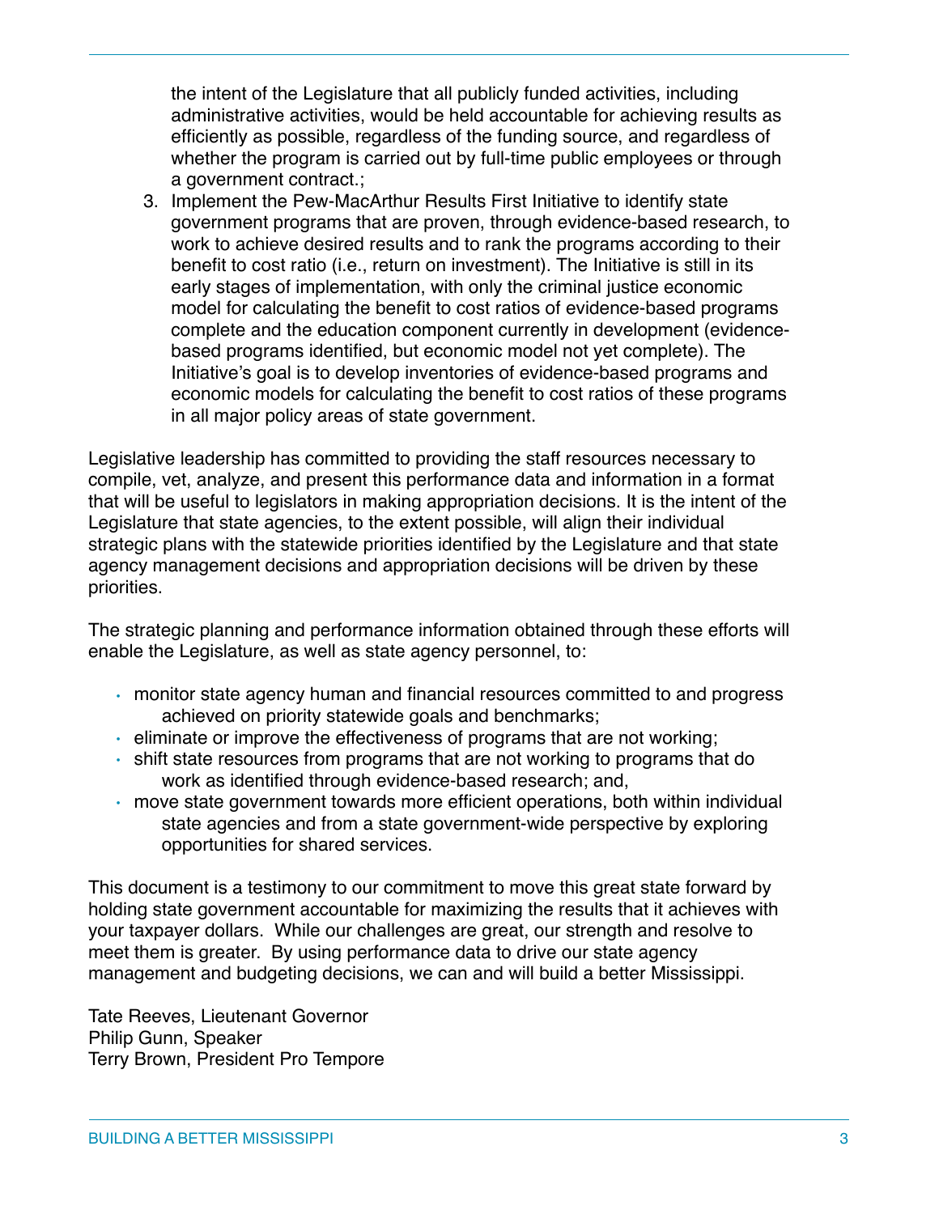the intent of the Legislature that all publicly funded activities, including administrative activities, would be held accountable for achieving results as efficiently as possible, regardless of the funding source, and regardless of whether the program is carried out by full-time public employees or through a government contract.;

3. Implement the Pew-MacArthur Results First Initiative to identify state government programs that are proven, through evidence-based research, to work to achieve desired results and to rank the programs according to their benefit to cost ratio (i.e., return on investment). The Initiative is still in its early stages of implementation, with only the criminal justice economic model for calculating the benefit to cost ratios of evidence-based programs complete and the education component currently in development (evidence-based programs identified, but economic model not yet complete). The Initiative's goal is to develop inventories of evidence-based programs and economic models for calculating the benefit to cost ratios of these programs in all major policy areas of state government.

Legislative leadership has committed to providing the staff resources necessary to compile, vet, analyze, and present this performance data and information in a format that will be useful to legislators in making appropriation decisions. It is the intent of the Legislature that state agencies, to the extent possible, will align their individual strategic plans with the statewide priorities identified by the Legislature and that state agency management decisions and appropriation decisions will be driven by these priorities.

The strategic planning and performance information obtained through these efforts will enable the Legislature, as well as state agency personnel, to:

- monitor state agency human and financial resources committed to and progress achieved on priority statewide goals and benchmarks;
- eliminate or improve the effectiveness of programs that are not working;
- shift state resources from programs that are not working to programs that do work as identified through evidence-based research; and,
- move state government towards more efficient operations, both within individual state agencies and from a state government-wide perspective by exploring opportunities for shared services.

This document is a testimony to our commitment to move this great state forward by holding state government accountable for maximizing the results that it achieves with your taxpayer dollars. While our challenges are great, our strength and resolve to meet them is greater. By using performance data to drive our state agency management and budgeting decisions, we can and will build a better Mississippi.

Tate Reeves, Lieutenant Governor
Philip Gunn, Speaker
Terry Brown, President Pro Tempore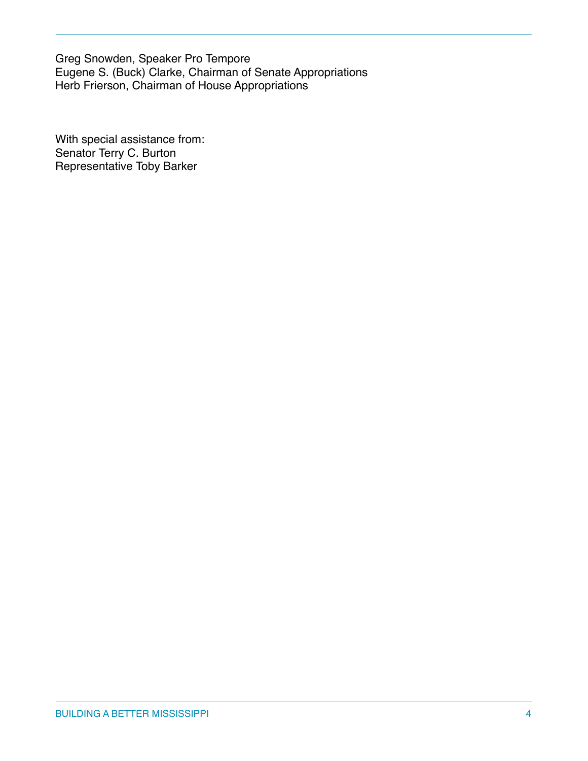Greg Snowden, Speaker Pro Tempore
Eugene S. (Buck) Clarke, Chairman of Senate Appropriations
Herb Frierson, Chairman of House Appropriations

With special assistance from:
Senator Terry C. Burton
Representative Toby Barker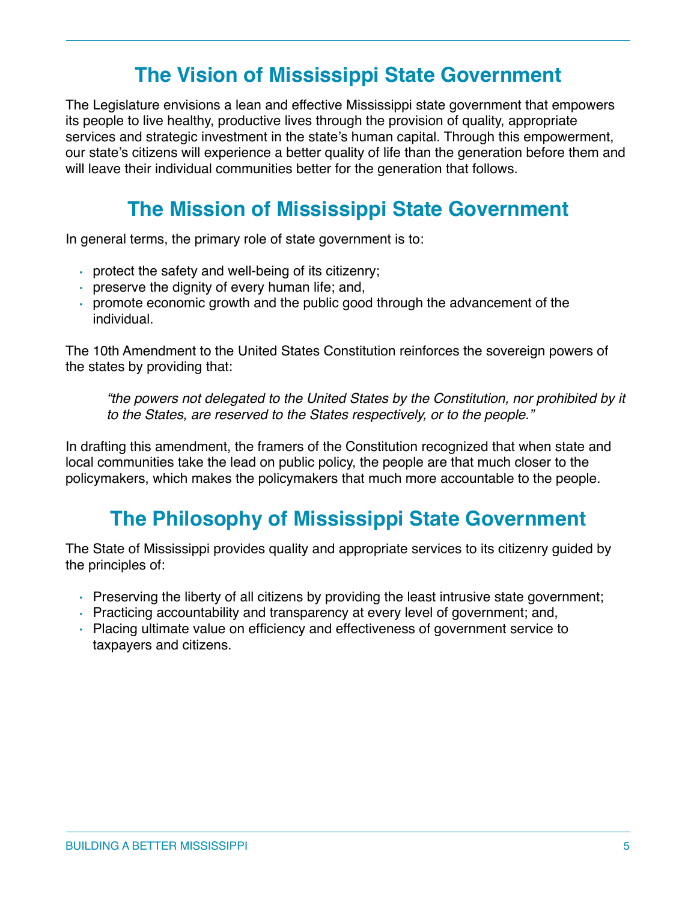## The Vision of Mississippi State Government

The Legislature envisions a lean and effective Mississippi state government that empowers its people to live healthy, productive lives through the provision of quality, appropriate services and strategic investment in the state's human capital. Through this empowerment, our state's citizens will experience a better quality of life than the generation before them and will leave their individual communities better for the generation that follows.

## The Mission of Mississippi State Government

In general terms, the primary role of state government is to:

- protect the safety and well-being of its citizenry;
- preserve the dignity of every human life; and,
- promote economic growth and the public good through the advancement of the individual.

The 10th Amendment to the United States Constitution reinforces the sovereign powers of the states by providing that:

> *"the powers not delegated to the United States by the Constitution, nor prohibited by it to the States, are reserved to the States respectively, or to the people."*

In drafting this amendment, the framers of the Constitution recognized that when state and local communities take the lead on public policy, the people are that much closer to the policymakers, which makes the policymakers that much more accountable to the people.

## The Philosophy of Mississippi State Government

The State of Mississippi provides quality and appropriate services to its citizenry guided by the principles of:

- Preserving the liberty of all citizens by providing the least intrusive state government;
- Practicing accountability and transparency at every level of government; and,
- Placing ultimate value on efficiency and effectiveness of government service to taxpayers and citizens.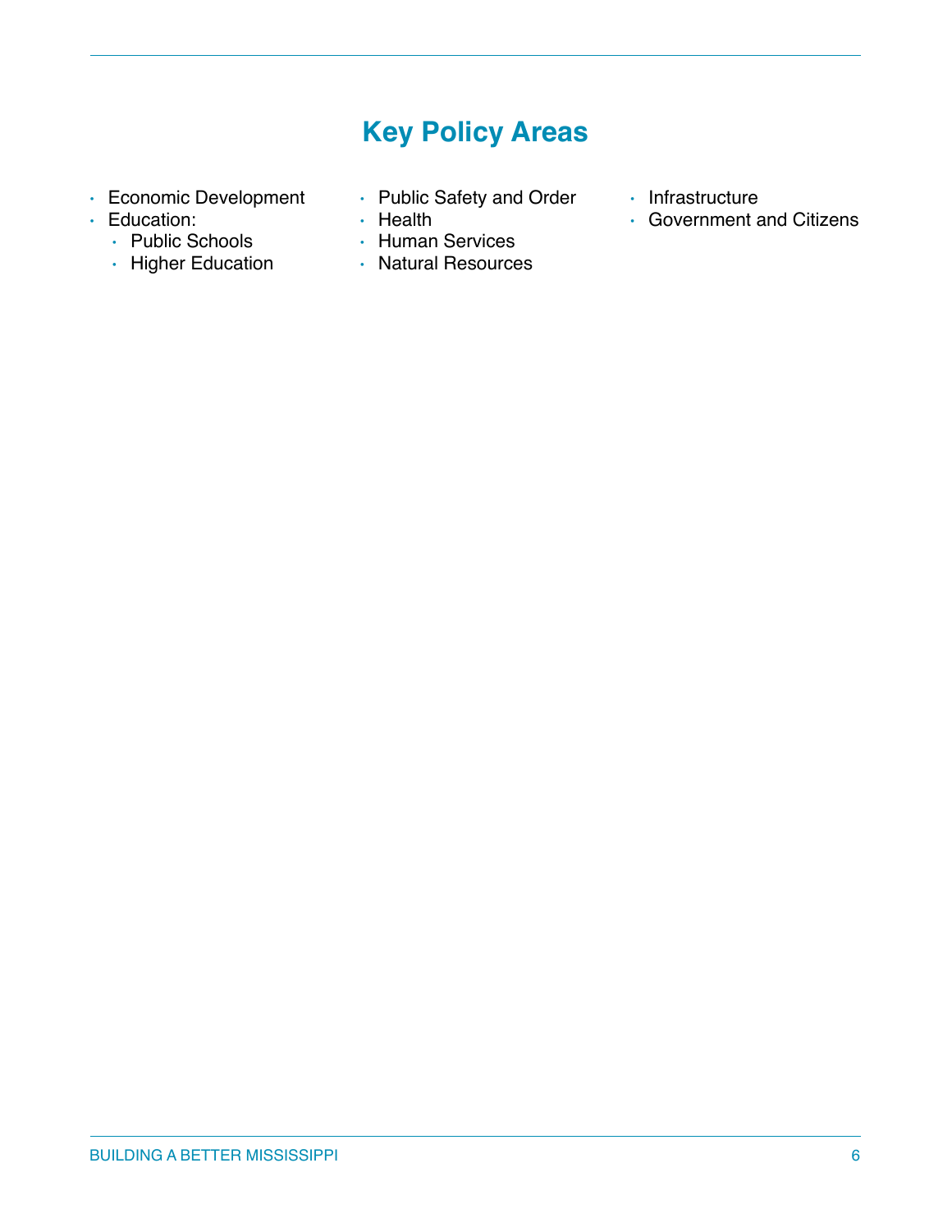# Key Policy Areas

- Economic Development
- Education:
  - Public Schools
  - Higher Education
- Public Safety and Order
- Health
- Human Services
- Natural Resources
- Infrastructure
- Government and Citizens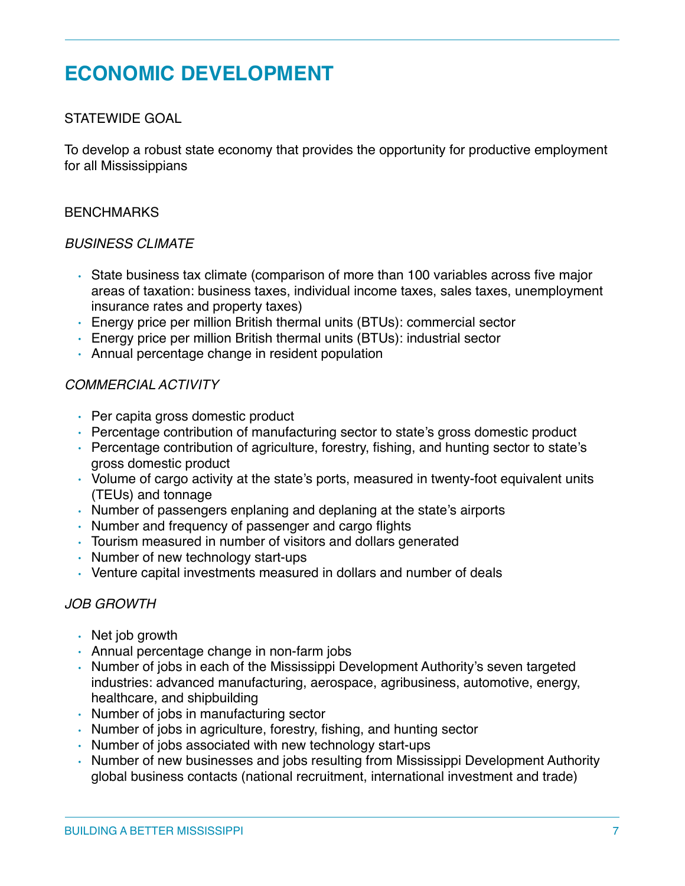# ECONOMIC DEVELOPMENT

## STATEWIDE GOAL

To develop a robust state economy that provides the opportunity for productive employment for all Mississippians

## BENCHMARKS

### *BUSINESS CLIMATE*

- State business tax climate (comparison of more than 100 variables across five major areas of taxation: business taxes, individual income taxes, sales taxes, unemployment insurance rates and property taxes)
- Energy price per million British thermal units (BTUs): commercial sector
- Energy price per million British thermal units (BTUs): industrial sector
- Annual percentage change in resident population

### *COMMERCIAL ACTIVITY*

- Per capita gross domestic product
- Percentage contribution of manufacturing sector to state's gross domestic product
- Percentage contribution of agriculture, forestry, fishing, and hunting sector to state's gross domestic product
- Volume of cargo activity at the state's ports, measured in twenty-foot equivalent units (TEUs) and tonnage
- Number of passengers enplaning and deplaning at the state's airports
- Number and frequency of passenger and cargo flights
- Tourism measured in number of visitors and dollars generated
- Number of new technology start-ups
- Venture capital investments measured in dollars and number of deals

### *JOB GROWTH*

- Net job growth
- Annual percentage change in non-farm jobs
- Number of jobs in each of the Mississippi Development Authority's seven targeted industries: advanced manufacturing, aerospace, agribusiness, automotive, energy, healthcare, and shipbuilding
- Number of jobs in manufacturing sector
- Number of jobs in agriculture, forestry, fishing, and hunting sector
- Number of jobs associated with new technology start-ups
- Number of new businesses and jobs resulting from Mississippi Development Authority global business contacts (national recruitment, international investment and trade)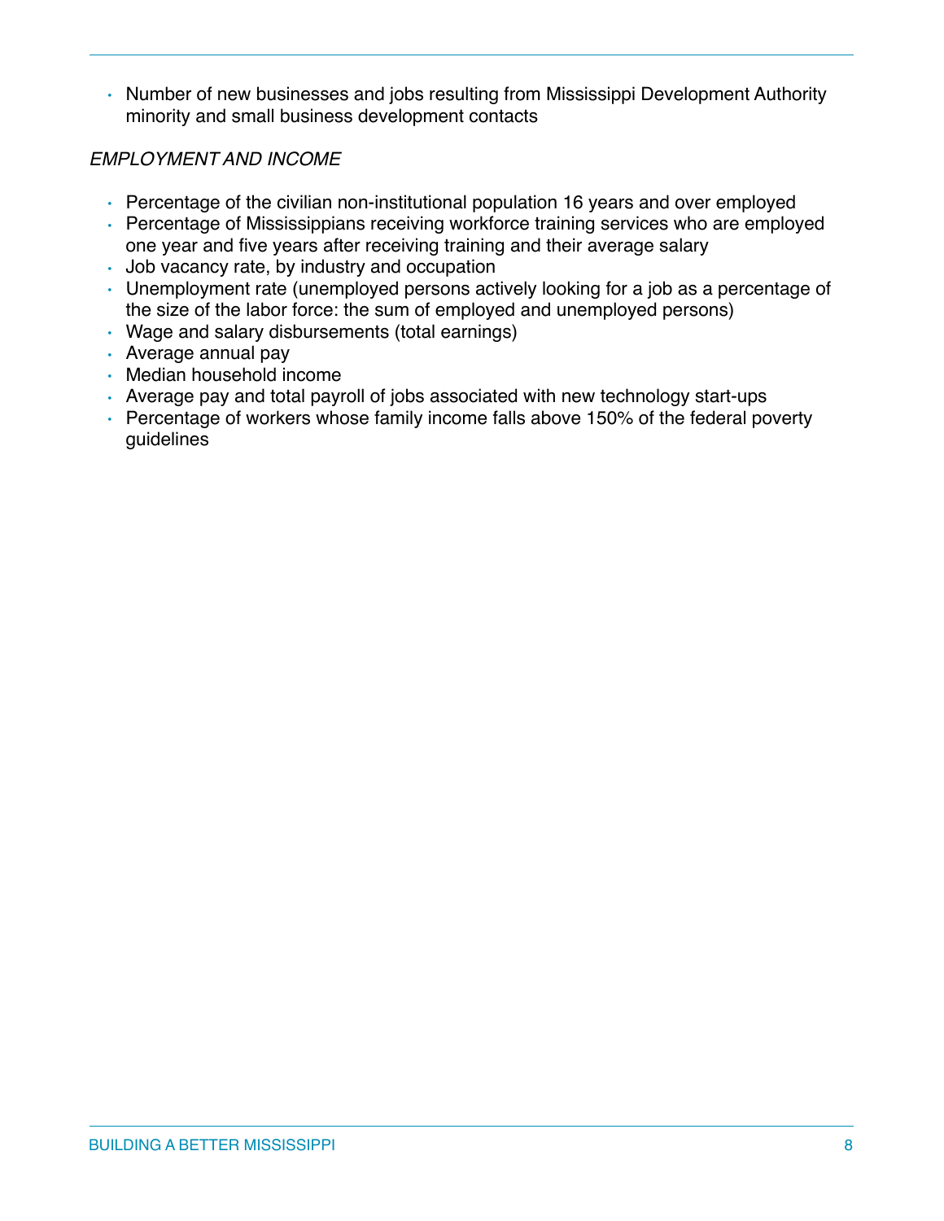- Number of new businesses and jobs resulting from Mississippi Development Authority minority and small business development contacts

*EMPLOYMENT AND INCOME*

- Percentage of the civilian non-institutional population 16 years and over employed
- Percentage of Mississippians receiving workforce training services who are employed one year and five years after receiving training and their average salary
- Job vacancy rate, by industry and occupation
- Unemployment rate (unemployed persons actively looking for a job as a percentage of the size of the labor force: the sum of employed and unemployed persons)
- Wage and salary disbursements (total earnings)
- Average annual pay
- Median household income
- Average pay and total payroll of jobs associated with new technology start-ups
- Percentage of workers whose family income falls above 150% of the federal poverty guidelines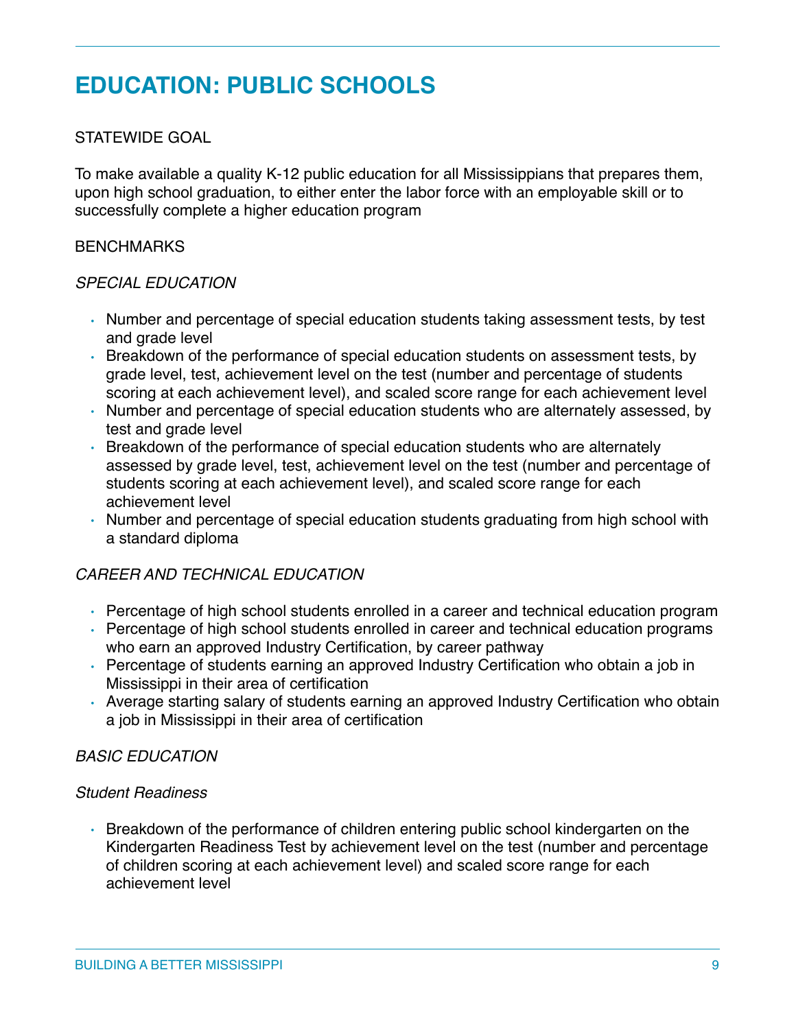# EDUCATION: PUBLIC SCHOOLS

STATEWIDE GOAL

To make available a quality K-12 public education for all Mississippians that prepares them, upon high school graduation, to either enter the labor force with an employable skill or to successfully complete a higher education program

BENCHMARKS

*SPECIAL EDUCATION*

- Number and percentage of special education students taking assessment tests, by test and grade level
- Breakdown of the performance of special education students on assessment tests, by grade level, test, achievement level on the test (number and percentage of students scoring at each achievement level), and scaled score range for each achievement level
- Number and percentage of special education students who are alternately assessed, by test and grade level
- Breakdown of the performance of special education students who are alternately assessed by grade level, test, achievement level on the test (number and percentage of students scoring at each achievement level), and scaled score range for each achievement level
- Number and percentage of special education students graduating from high school with a standard diploma

*CAREER AND TECHNICAL EDUCATION*

- Percentage of high school students enrolled in a career and technical education program
- Percentage of high school students enrolled in career and technical education programs who earn an approved Industry Certification, by career pathway
- Percentage of students earning an approved Industry Certification who obtain a job in Mississippi in their area of certification
- Average starting salary of students earning an approved Industry Certification who obtain a job in Mississippi in their area of certification

*BASIC EDUCATION*

*Student Readiness*

- Breakdown of the performance of children entering public school kindergarten on the Kindergarten Readiness Test by achievement level on the test (number and percentage of children scoring at each achievement level) and scaled score range for each achievement level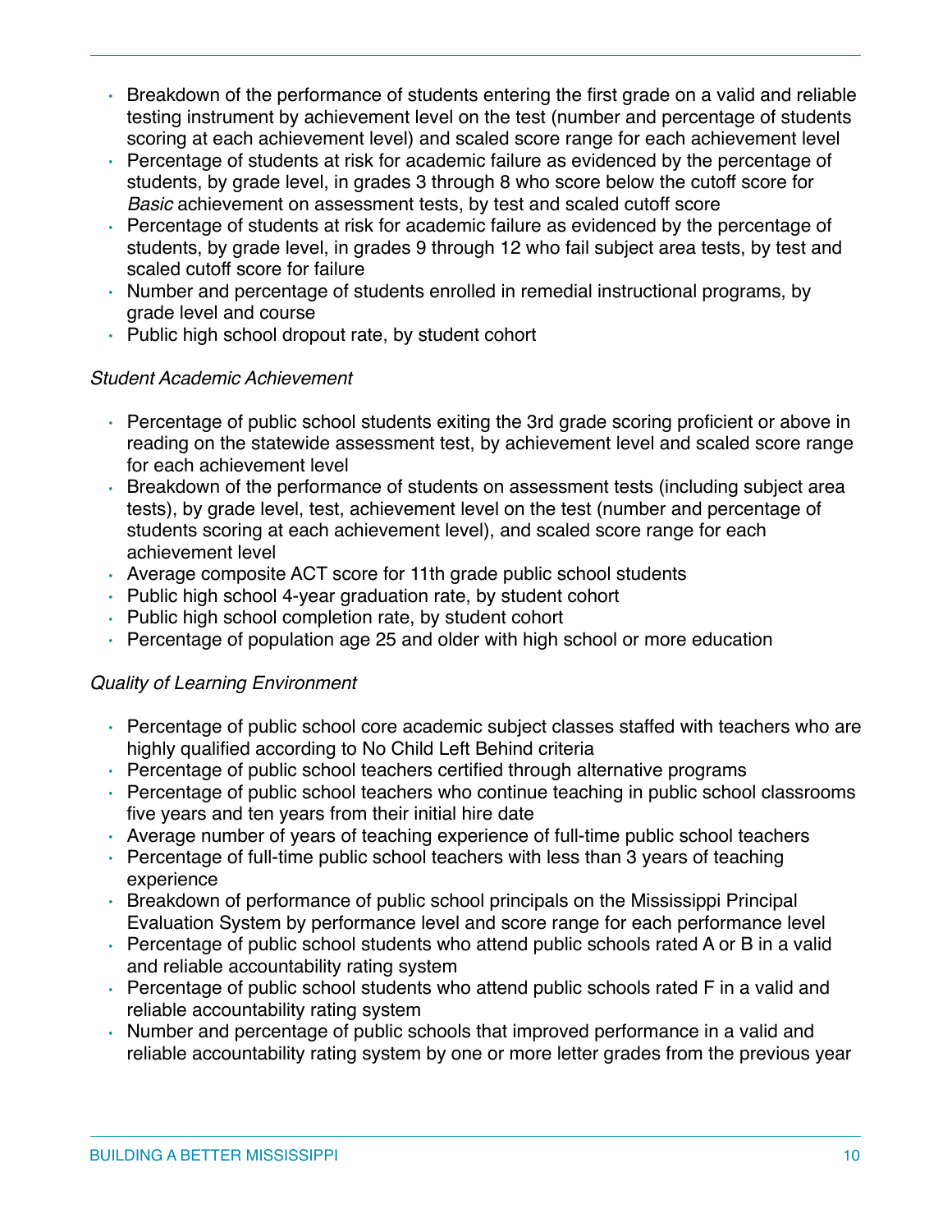- Breakdown of the performance of students entering the first grade on a valid and reliable testing instrument by achievement level on the test (number and percentage of students scoring at each achievement level) and scaled score range for each achievement level
- Percentage of students at risk for academic failure as evidenced by the percentage of students, by grade level, in grades 3 through 8 who score below the cutoff score for *Basic* achievement on assessment tests, by test and scaled cutoff score
- Percentage of students at risk for academic failure as evidenced by the percentage of students, by grade level, in grades 9 through 12 who fail subject area tests, by test and scaled cutoff score for failure
- Number and percentage of students enrolled in remedial instructional programs, by grade level and course
- Public high school dropout rate, by student cohort

*Student Academic Achievement*

- Percentage of public school students exiting the 3rd grade scoring proficient or above in reading on the statewide assessment test, by achievement level and scaled score range for each achievement level
- Breakdown of the performance of students on assessment tests (including subject area tests), by grade level, test, achievement level on the test (number and percentage of students scoring at each achievement level), and scaled score range for each achievement level
- Average composite ACT score for 11th grade public school students
- Public high school 4-year graduation rate, by student cohort
- Public high school completion rate, by student cohort
- Percentage of population age 25 and older with high school or more education

*Quality of Learning Environment*

- Percentage of public school core academic subject classes staffed with teachers who are highly qualified according to No Child Left Behind criteria
- Percentage of public school teachers certified through alternative programs
- Percentage of public school teachers who continue teaching in public school classrooms five years and ten years from their initial hire date
- Average number of years of teaching experience of full-time public school teachers
- Percentage of full-time public school teachers with less than 3 years of teaching experience
- Breakdown of performance of public school principals on the Mississippi Principal Evaluation System by performance level and score range for each performance level
- Percentage of public school students who attend public schools rated A or B in a valid and reliable accountability rating system
- Percentage of public school students who attend public schools rated F in a valid and reliable accountability rating system
- Number and percentage of public schools that improved performance in a valid and reliable accountability rating system by one or more letter grades from the previous year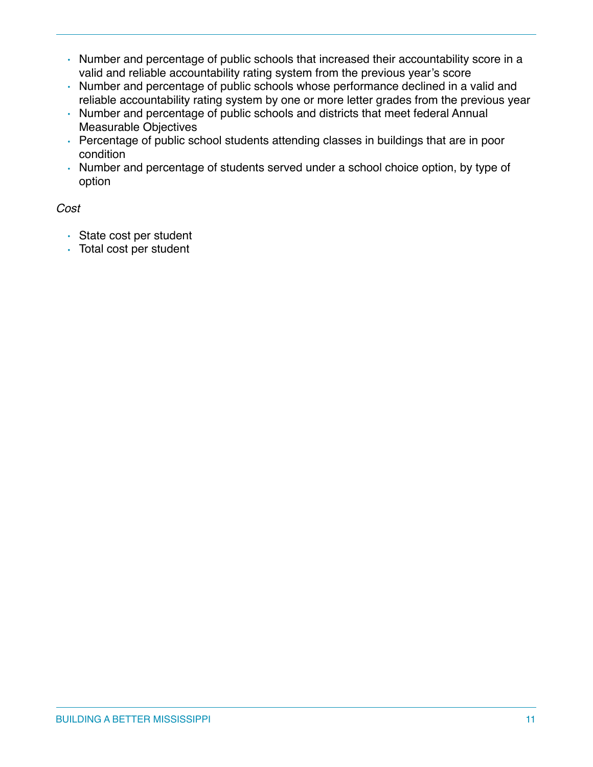- Number and percentage of public schools that increased their accountability score in a valid and reliable accountability rating system from the previous year's score
- Number and percentage of public schools whose performance declined in a valid and reliable accountability rating system by one or more letter grades from the previous year
- Number and percentage of public schools and districts that meet federal Annual Measurable Objectives
- Percentage of public school students attending classes in buildings that are in poor condition
- Number and percentage of students served under a school choice option, by type of option

*Cost*

- State cost per student
- Total cost per student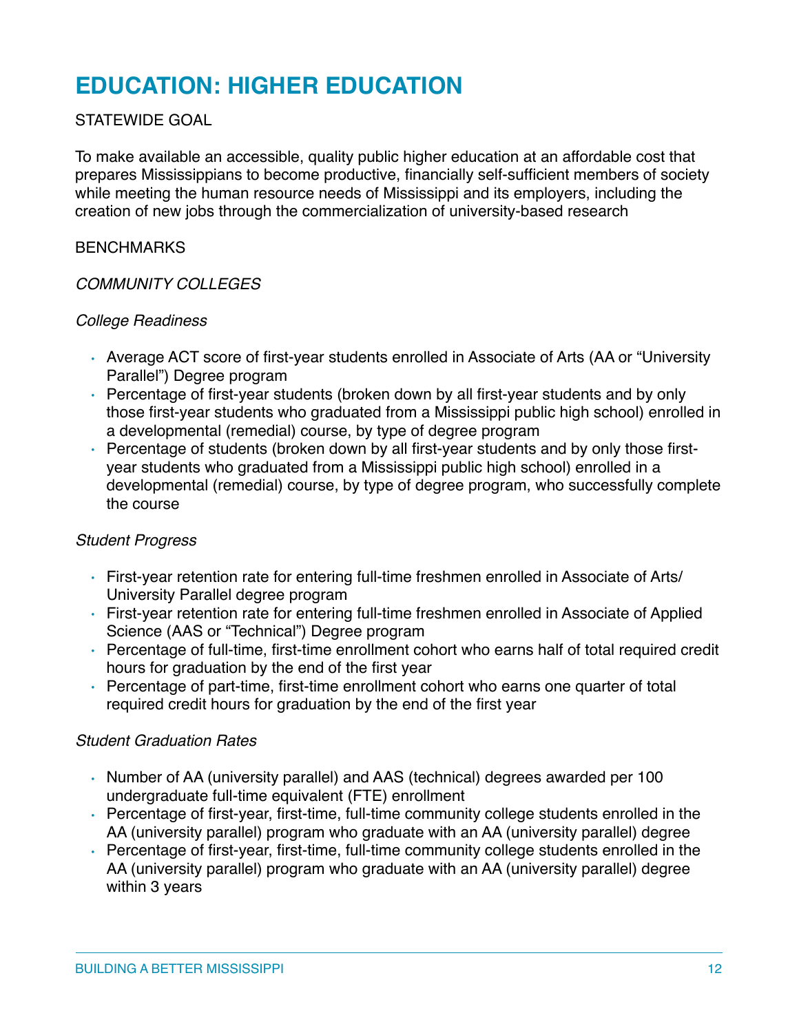# EDUCATION: HIGHER EDUCATION

STATEWIDE GOAL

To make available an accessible, quality public higher education at an affordable cost that prepares Mississippians to become productive, financially self-sufficient members of society while meeting the human resource needs of Mississippi and its employers, including the creation of new jobs through the commercialization of university-based research

BENCHMARKS

*COMMUNITY COLLEGES*

*College Readiness*

- Average ACT score of first-year students enrolled in Associate of Arts (AA or "University Parallel") Degree program
- Percentage of first-year students (broken down by all first-year students and by only those first-year students who graduated from a Mississippi public high school) enrolled in a developmental (remedial) course, by type of degree program
- Percentage of students (broken down by all first-year students and by only those first-year students who graduated from a Mississippi public high school) enrolled in a developmental (remedial) course, by type of degree program, who successfully complete the course

*Student Progress*

- First-year retention rate for entering full-time freshmen enrolled in Associate of Arts/ University Parallel degree program
- First-year retention rate for entering full-time freshmen enrolled in Associate of Applied Science (AAS or "Technical") Degree program
- Percentage of full-time, first-time enrollment cohort who earns half of total required credit hours for graduation by the end of the first year
- Percentage of part-time, first-time enrollment cohort who earns one quarter of total required credit hours for graduation by the end of the first year

*Student Graduation Rates*

- Number of AA (university parallel) and AAS (technical) degrees awarded per 100 undergraduate full-time equivalent (FTE) enrollment
- Percentage of first-year, first-time, full-time community college students enrolled in the AA (university parallel) program who graduate with an AA (university parallel) degree
- Percentage of first-year, first-time, full-time community college students enrolled in the AA (university parallel) program who graduate with an AA (university parallel) degree within 3 years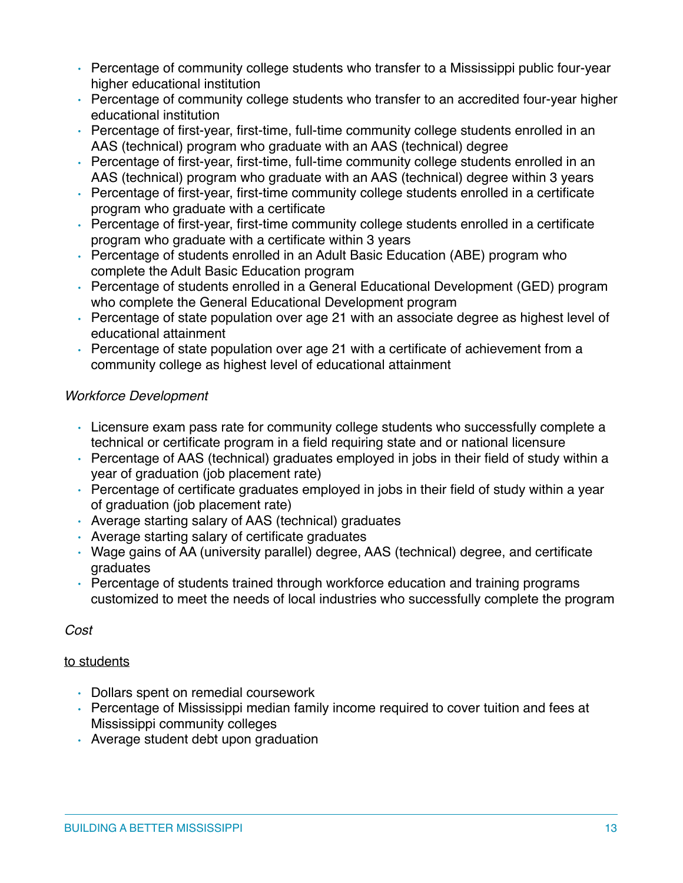- Percentage of community college students who transfer to a Mississippi public four-year higher educational institution
- Percentage of community college students who transfer to an accredited four-year higher educational institution
- Percentage of first-year, first-time, full-time community college students enrolled in an AAS (technical) program who graduate with an AAS (technical) degree
- Percentage of first-year, first-time, full-time community college students enrolled in an AAS (technical) program who graduate with an AAS (technical) degree within 3 years
- Percentage of first-year, first-time community college students enrolled in a certificate program who graduate with a certificate
- Percentage of first-year, first-time community college students enrolled in a certificate program who graduate with a certificate within 3 years
- Percentage of students enrolled in an Adult Basic Education (ABE) program who complete the Adult Basic Education program
- Percentage of students enrolled in a General Educational Development (GED) program who complete the General Educational Development program
- Percentage of state population over age 21 with an associate degree as highest level of educational attainment
- Percentage of state population over age 21 with a certificate of achievement from a community college as highest level of educational attainment

*Workforce Development*

- Licensure exam pass rate for community college students who successfully complete a technical or certificate program in a field requiring state and or national licensure
- Percentage of AAS (technical) graduates employed in jobs in their field of study within a year of graduation (job placement rate)
- Percentage of certificate graduates employed in jobs in their field of study within a year of graduation (job placement rate)
- Average starting salary of AAS (technical) graduates
- Average starting salary of certificate graduates
- Wage gains of AA (university parallel) degree, AAS (technical) degree, and certificate graduates
- Percentage of students trained through workforce education and training programs customized to meet the needs of local industries who successfully complete the program

*Cost*

<u>to students</u>

- Dollars spent on remedial coursework
- Percentage of Mississippi median family income required to cover tuition and fees at Mississippi community colleges
- Average student debt upon graduation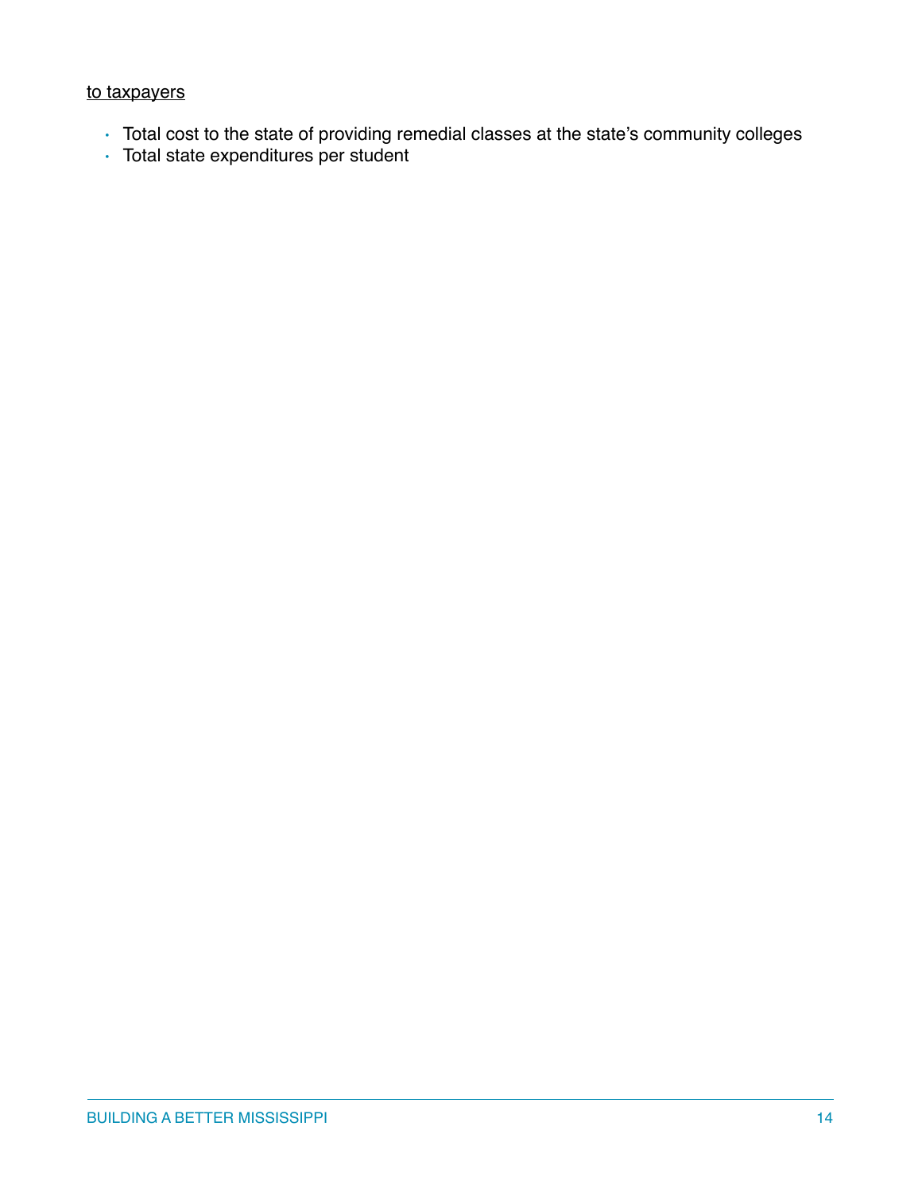<u>to taxpayers</u>

- Total cost to the state of providing remedial classes at the state's community colleges
- Total state expenditures per student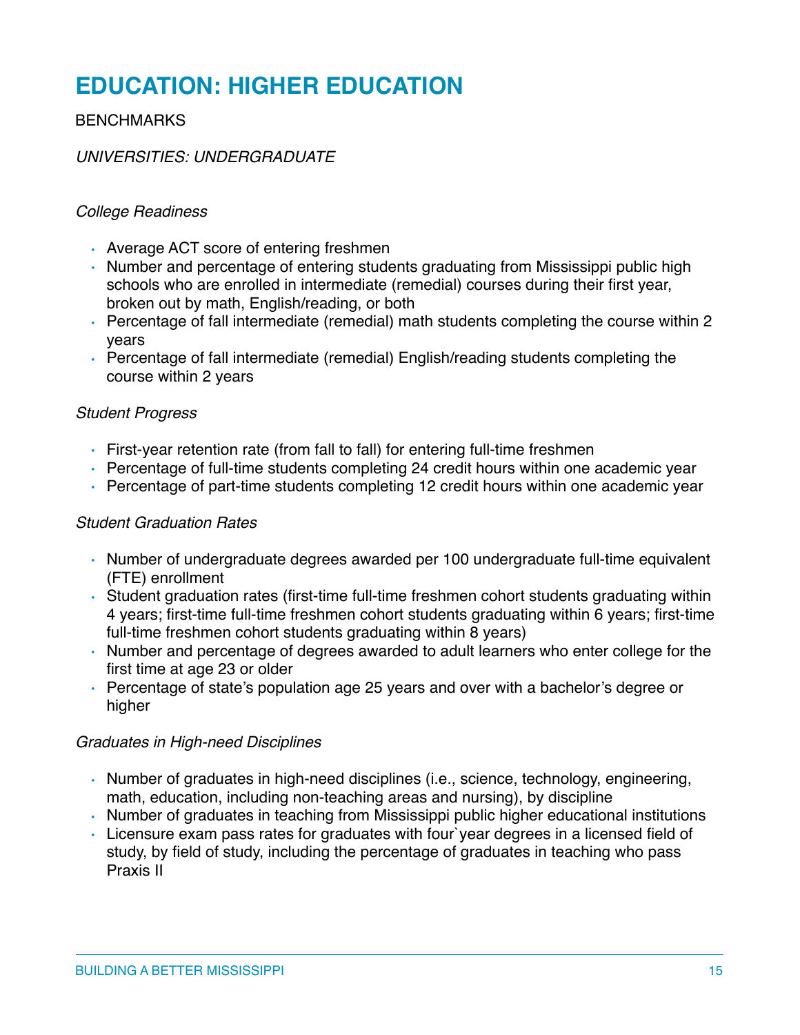# EDUCATION: HIGHER EDUCATION

BENCHMARKS

*UNIVERSITIES: UNDERGRADUATE*

*College Readiness*

- Average ACT score of entering freshmen
- Number and percentage of entering students graduating from Mississippi public high schools who are enrolled in intermediate (remedial) courses during their first year, broken out by math, English/reading, or both
- Percentage of fall intermediate (remedial) math students completing the course within 2 years
- Percentage of fall intermediate (remedial) English/reading students completing the course within 2 years

*Student Progress*

- First-year retention rate (from fall to fall) for entering full-time freshmen
- Percentage of full-time students completing 24 credit hours within one academic year
- Percentage of part-time students completing 12 credit hours within one academic year

*Student Graduation Rates*

- Number of undergraduate degrees awarded per 100 undergraduate full-time equivalent (FTE) enrollment
- Student graduation rates (first-time full-time freshmen cohort students graduating within 4 years; first-time full-time freshmen cohort students graduating within 6 years; first-time full-time freshmen cohort students graduating within 8 years)
- Number and percentage of degrees awarded to adult learners who enter college for the first time at age 23 or older
- Percentage of state's population age 25 years and over with a bachelor's degree or higher

*Graduates in High-need Disciplines*

- Number of graduates in high-need disciplines (i.e., science, technology, engineering, math, education, including non-teaching areas and nursing), by discipline
- Number of graduates in teaching from Mississippi public higher educational institutions
- Licensure exam pass rates for graduates with four`year degrees in a licensed field of study, by field of study, including the percentage of graduates in teaching who pass Praxis II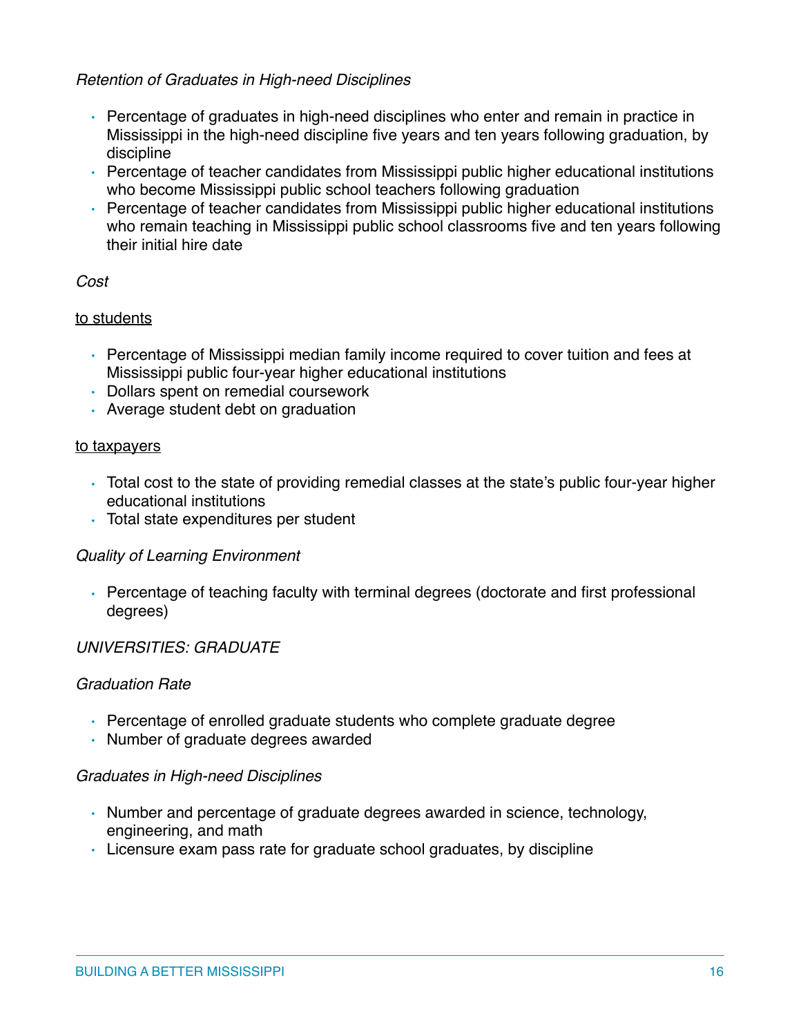*Retention of Graduates in High-need Disciplines*

- Percentage of graduates in high-need disciplines who enter and remain in practice in Mississippi in the high-need discipline five years and ten years following graduation, by discipline
- Percentage of teacher candidates from Mississippi public higher educational institutions who become Mississippi public school teachers following graduation
- Percentage of teacher candidates from Mississippi public higher educational institutions who remain teaching in Mississippi public school classrooms five and ten years following their initial hire date

*Cost*

<u>to students</u>

- Percentage of Mississippi median family income required to cover tuition and fees at Mississippi public four-year higher educational institutions
- Dollars spent on remedial coursework
- Average student debt on graduation

<u>to taxpayers</u>

- Total cost to the state of providing remedial classes at the state's public four-year higher educational institutions
- Total state expenditures per student

*Quality of Learning Environment*

- Percentage of teaching faculty with terminal degrees (doctorate and first professional degrees)

*UNIVERSITIES: GRADUATE*

*Graduation Rate*

- Percentage of enrolled graduate students who complete graduate degree
- Number of graduate degrees awarded

*Graduates in High-need Disciplines*

- Number and percentage of graduate degrees awarded in science, technology, engineering, and math
- Licensure exam pass rate for graduate school graduates, by discipline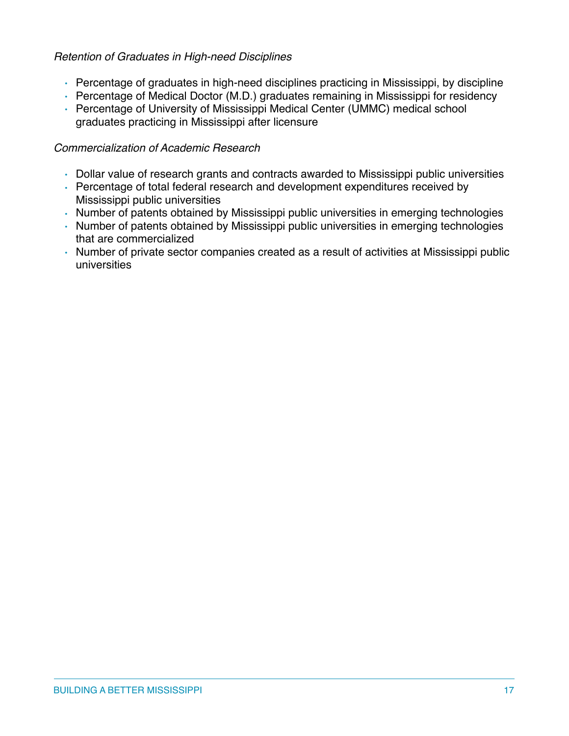*Retention of Graduates in High-need Disciplines*

- Percentage of graduates in high-need disciplines practicing in Mississippi, by discipline
- Percentage of Medical Doctor (M.D.) graduates remaining in Mississippi for residency
- Percentage of University of Mississippi Medical Center (UMMC) medical school graduates practicing in Mississippi after licensure

*Commercialization of Academic Research*

- Dollar value of research grants and contracts awarded to Mississippi public universities
- Percentage of total federal research and development expenditures received by Mississippi public universities
- Number of patents obtained by Mississippi public universities in emerging technologies
- Number of patents obtained by Mississippi public universities in emerging technologies that are commercialized
- Number of private sector companies created as a result of activities at Mississippi public universities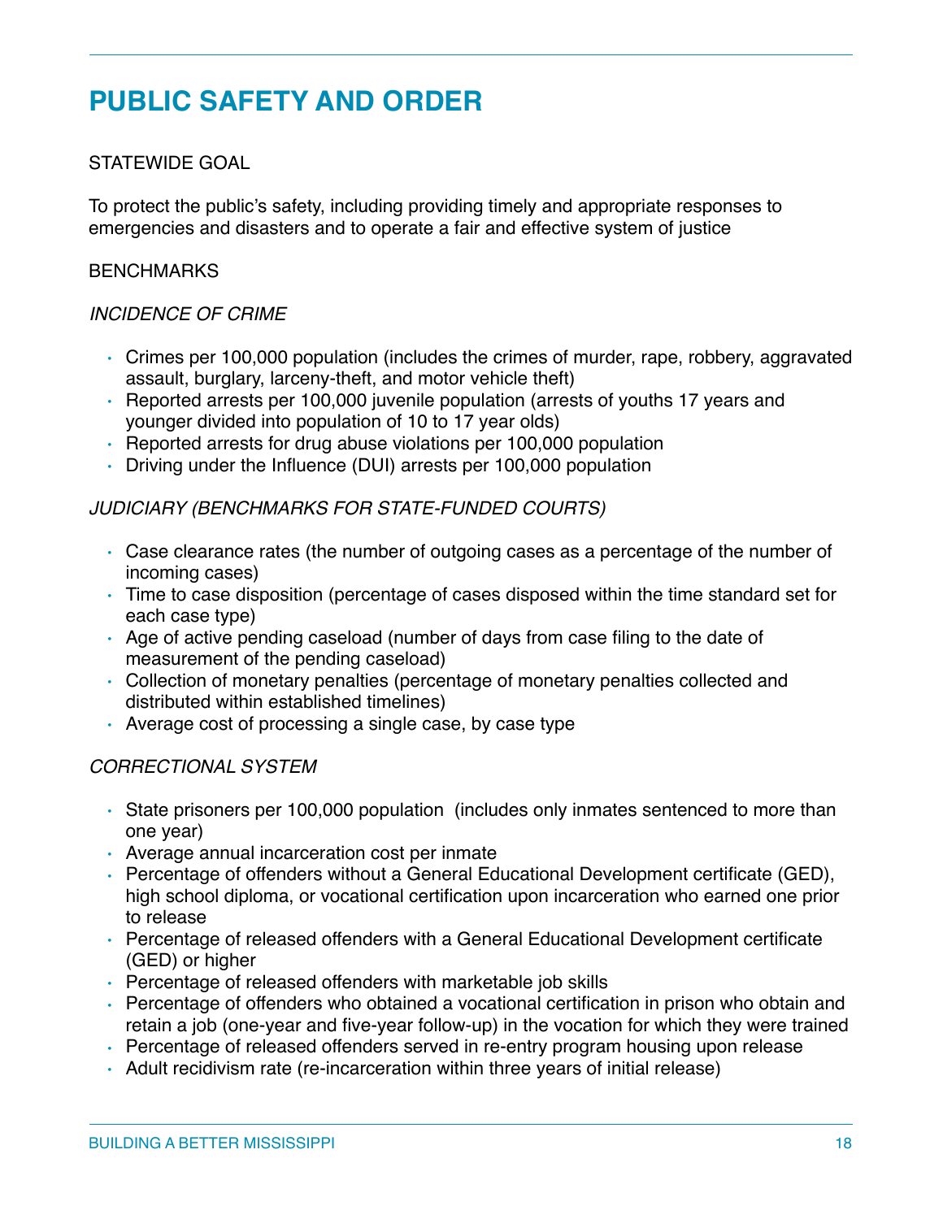# PUBLIC SAFETY AND ORDER

STATEWIDE GOAL

To protect the public's safety, including providing timely and appropriate responses to emergencies and disasters and to operate a fair and effective system of justice

BENCHMARKS

*INCIDENCE OF CRIME*

- Crimes per 100,000 population (includes the crimes of murder, rape, robbery, aggravated assault, burglary, larceny-theft, and motor vehicle theft)
- Reported arrests per 100,000 juvenile population (arrests of youths 17 years and younger divided into population of 10 to 17 year olds)
- Reported arrests for drug abuse violations per 100,000 population
- Driving under the Influence (DUI) arrests per 100,000 population

*JUDICIARY (BENCHMARKS FOR STATE-FUNDED COURTS)*

- Case clearance rates (the number of outgoing cases as a percentage of the number of incoming cases)
- Time to case disposition (percentage of cases disposed within the time standard set for each case type)
- Age of active pending caseload (number of days from case filing to the date of measurement of the pending caseload)
- Collection of monetary penalties (percentage of monetary penalties collected and distributed within established timelines)
- Average cost of processing a single case, by case type

*CORRECTIONAL SYSTEM*

- State prisoners per 100,000 population (includes only inmates sentenced to more than one year)
- Average annual incarceration cost per inmate
- Percentage of offenders without a General Educational Development certificate (GED), high school diploma, or vocational certification upon incarceration who earned one prior to release
- Percentage of released offenders with a General Educational Development certificate (GED) or higher
- Percentage of released offenders with marketable job skills
- Percentage of offenders who obtained a vocational certification in prison who obtain and retain a job (one-year and five-year follow-up) in the vocation for which they were trained
- Percentage of released offenders served in re-entry program housing upon release
- Adult recidivism rate (re-incarceration within three years of initial release)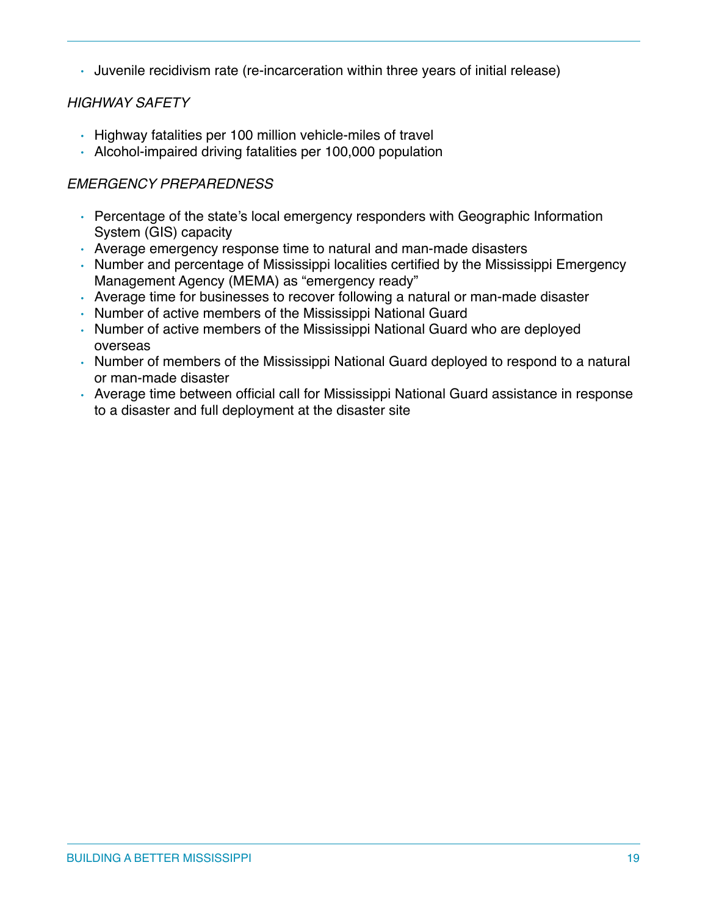- Juvenile recidivism rate (re-incarceration within three years of initial release)

*HIGHWAY SAFETY*

- Highway fatalities per 100 million vehicle-miles of travel
- Alcohol-impaired driving fatalities per 100,000 population

*EMERGENCY PREPAREDNESS*

- Percentage of the state's local emergency responders with Geographic Information System (GIS) capacity
- Average emergency response time to natural and man-made disasters
- Number and percentage of Mississippi localities certified by the Mississippi Emergency Management Agency (MEMA) as "emergency ready"
- Average time for businesses to recover following a natural or man-made disaster
- Number of active members of the Mississippi National Guard
- Number of active members of the Mississippi National Guard who are deployed overseas
- Number of members of the Mississippi National Guard deployed to respond to a natural or man-made disaster
- Average time between official call for Mississippi National Guard assistance in response to a disaster and full deployment at the disaster site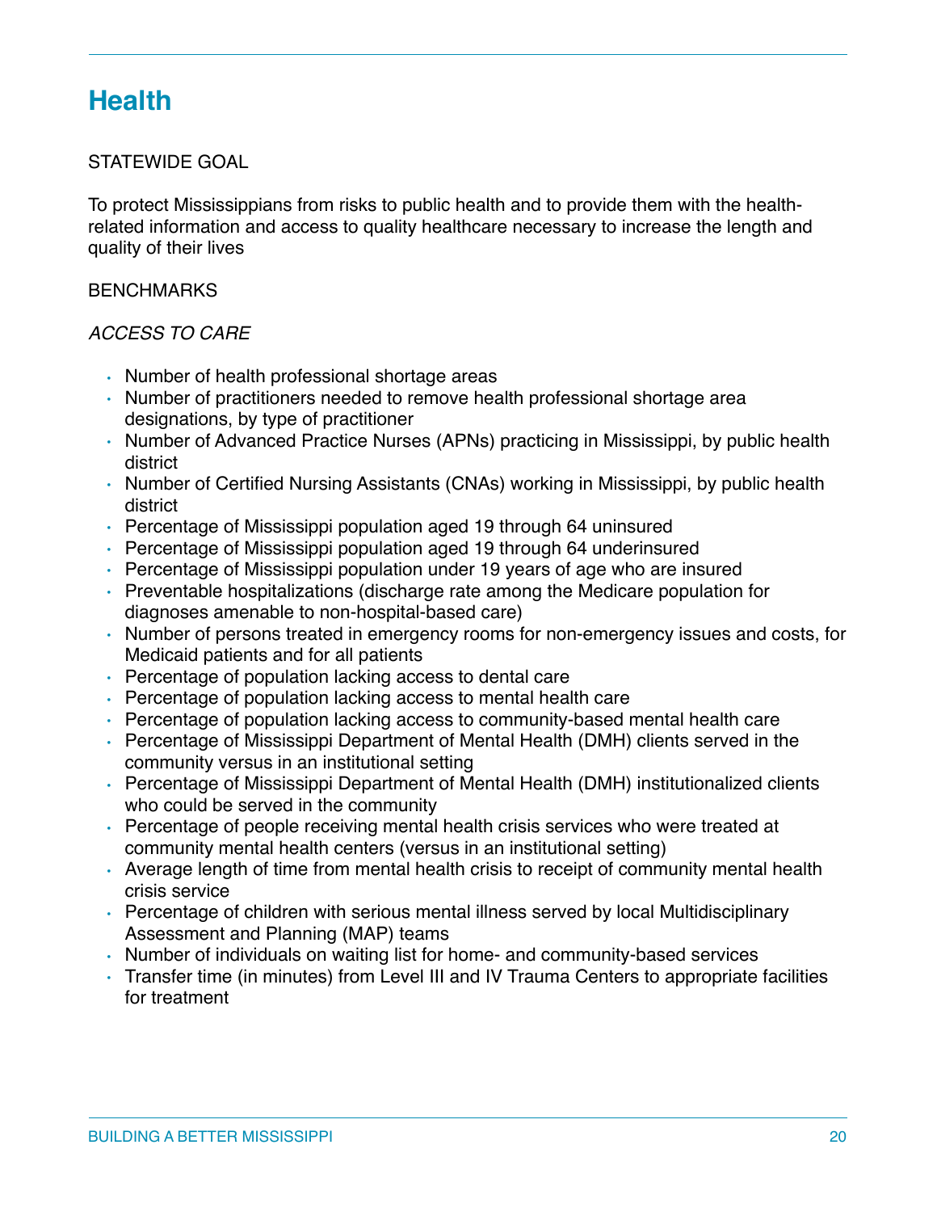# Health

STATEWIDE GOAL

To protect Mississippians from risks to public health and to provide them with the health-related information and access to quality healthcare necessary to increase the length and quality of their lives

BENCHMARKS

*ACCESS TO CARE*

- Number of health professional shortage areas
- Number of practitioners needed to remove health professional shortage area designations, by type of practitioner
- Number of Advanced Practice Nurses (APNs) practicing in Mississippi, by public health district
- Number of Certified Nursing Assistants (CNAs) working in Mississippi, by public health district
- Percentage of Mississippi population aged 19 through 64 uninsured
- Percentage of Mississippi population aged 19 through 64 underinsured
- Percentage of Mississippi population under 19 years of age who are insured
- Preventable hospitalizations (discharge rate among the Medicare population for diagnoses amenable to non-hospital-based care)
- Number of persons treated in emergency rooms for non-emergency issues and costs, for Medicaid patients and for all patients
- Percentage of population lacking access to dental care
- Percentage of population lacking access to mental health care
- Percentage of population lacking access to community-based mental health care
- Percentage of Mississippi Department of Mental Health (DMH) clients served in the community versus in an institutional setting
- Percentage of Mississippi Department of Mental Health (DMH) institutionalized clients who could be served in the community
- Percentage of people receiving mental health crisis services who were treated at community mental health centers (versus in an institutional setting)
- Average length of time from mental health crisis to receipt of community mental health crisis service
- Percentage of children with serious mental illness served by local Multidisciplinary Assessment and Planning (MAP) teams
- Number of individuals on waiting list for home- and community-based services
- Transfer time (in minutes) from Level III and IV Trauma Centers to appropriate facilities for treatment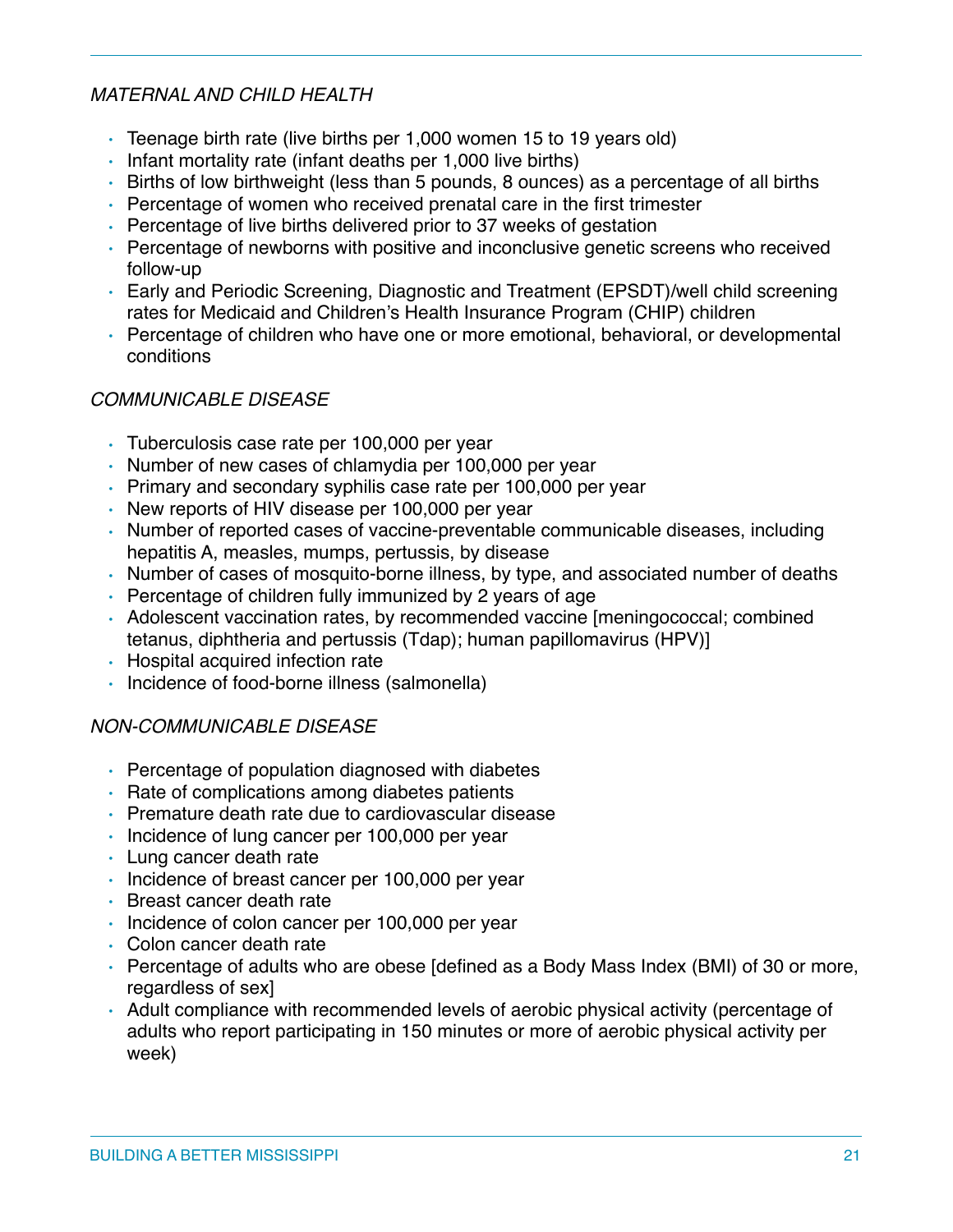*MATERNAL AND CHILD HEALTH*

- Teenage birth rate (live births per 1,000 women 15 to 19 years old)
- Infant mortality rate (infant deaths per 1,000 live births)
- Births of low birthweight (less than 5 pounds, 8 ounces) as a percentage of all births
- Percentage of women who received prenatal care in the first trimester
- Percentage of live births delivered prior to 37 weeks of gestation
- Percentage of newborns with positive and inconclusive genetic screens who received follow-up
- Early and Periodic Screening, Diagnostic and Treatment (EPSDT)/well child screening rates for Medicaid and Children's Health Insurance Program (CHIP) children
- Percentage of children who have one or more emotional, behavioral, or developmental conditions

*COMMUNICABLE DISEASE*

- Tuberculosis case rate per 100,000 per year
- Number of new cases of chlamydia per 100,000 per year
- Primary and secondary syphilis case rate per 100,000 per year
- New reports of HIV disease per 100,000 per year
- Number of reported cases of vaccine-preventable communicable diseases, including hepatitis A, measles, mumps, pertussis, by disease
- Number of cases of mosquito-borne illness, by type, and associated number of deaths
- Percentage of children fully immunized by 2 years of age
- Adolescent vaccination rates, by recommended vaccine [meningococcal; combined tetanus, diphtheria and pertussis (Tdap); human papillomavirus (HPV)]
- Hospital acquired infection rate
- Incidence of food-borne illness (salmonella)

*NON-COMMUNICABLE DISEASE*

- Percentage of population diagnosed with diabetes
- Rate of complications among diabetes patients
- Premature death rate due to cardiovascular disease
- Incidence of lung cancer per 100,000 per year
- Lung cancer death rate
- Incidence of breast cancer per 100,000 per year
- Breast cancer death rate
- Incidence of colon cancer per 100,000 per year
- Colon cancer death rate
- Percentage of adults who are obese [defined as a Body Mass Index (BMI) of 30 or more, regardless of sex]
- Adult compliance with recommended levels of aerobic physical activity (percentage of adults who report participating in 150 minutes or more of aerobic physical activity per week)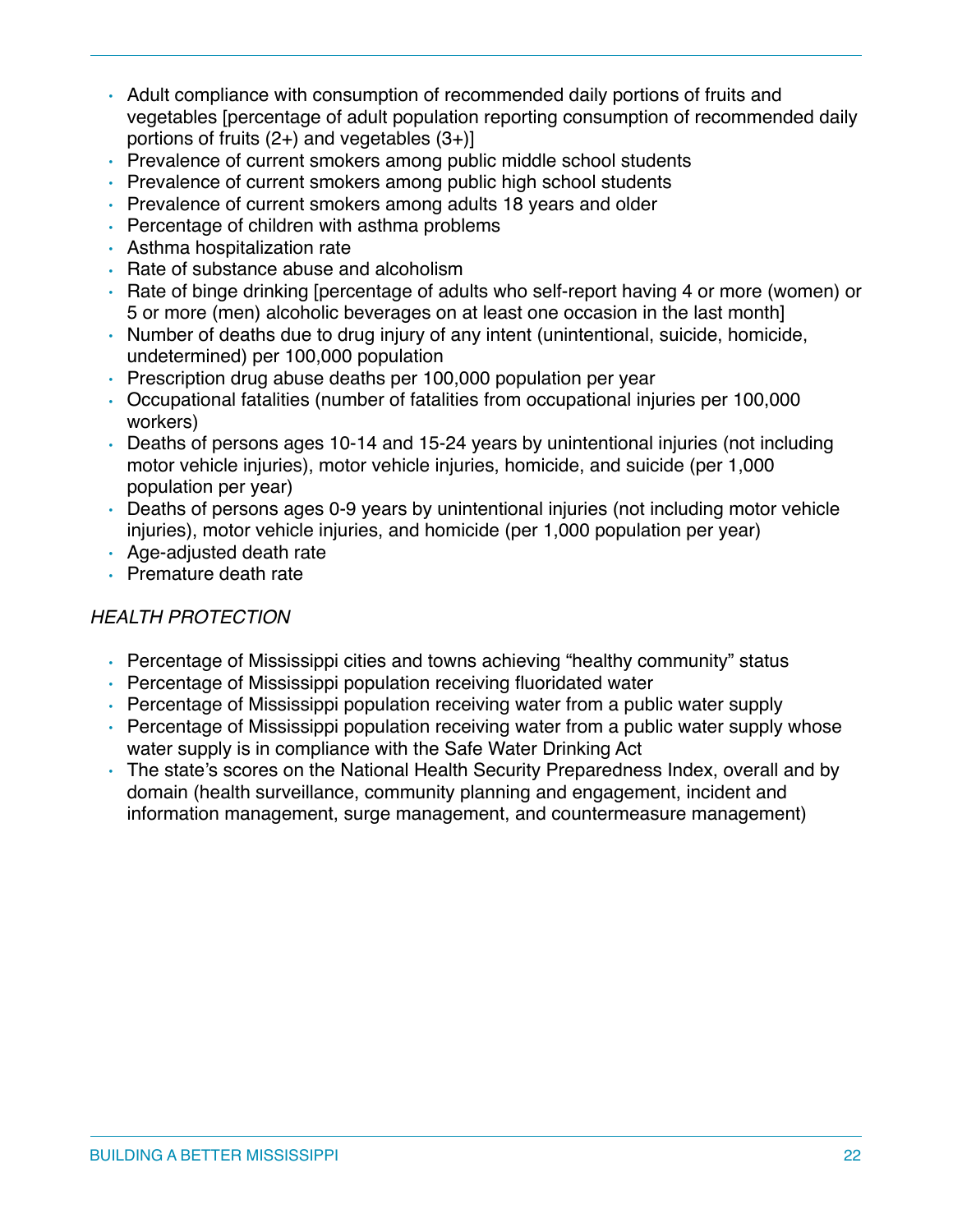- Adult compliance with consumption of recommended daily portions of fruits and vegetables [percentage of adult population reporting consumption of recommended daily portions of fruits (2+) and vegetables (3+)]
- Prevalence of current smokers among public middle school students
- Prevalence of current smokers among public high school students
- Prevalence of current smokers among adults 18 years and older
- Percentage of children with asthma problems
- Asthma hospitalization rate
- Rate of substance abuse and alcoholism
- Rate of binge drinking [percentage of adults who self-report having 4 or more (women) or 5 or more (men) alcoholic beverages on at least one occasion in the last month]
- Number of deaths due to drug injury of any intent (unintentional, suicide, homicide, undetermined) per 100,000 population
- Prescription drug abuse deaths per 100,000 population per year
- Occupational fatalities (number of fatalities from occupational injuries per 100,000 workers)
- Deaths of persons ages 10-14 and 15-24 years by unintentional injuries (not including motor vehicle injuries), motor vehicle injuries, homicide, and suicide (per 1,000 population per year)
- Deaths of persons ages 0-9 years by unintentional injuries (not including motor vehicle injuries), motor vehicle injuries, and homicide (per 1,000 population per year)
- Age-adjusted death rate
- Premature death rate

*HEALTH PROTECTION*

- Percentage of Mississippi cities and towns achieving “healthy community” status
- Percentage of Mississippi population receiving fluoridated water
- Percentage of Mississippi population receiving water from a public water supply
- Percentage of Mississippi population receiving water from a public water supply whose water supply is in compliance with the Safe Water Drinking Act
- The state’s scores on the National Health Security Preparedness Index, overall and by domain (health surveillance, community planning and engagement, incident and information management, surge management, and countermeasure management)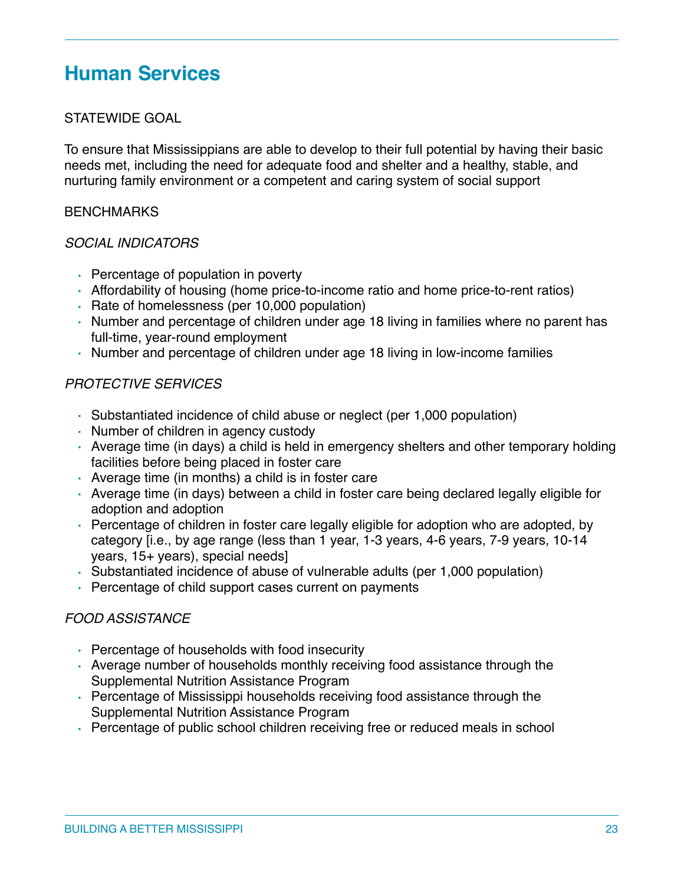# Human Services

STATEWIDE GOAL

To ensure that Mississippians are able to develop to their full potential by having their basic needs met, including the need for adequate food and shelter and a healthy, stable, and nurturing family environment or a competent and caring system of social support

BENCHMARKS

*SOCIAL INDICATORS*

- Percentage of population in poverty
- Affordability of housing (home price-to-income ratio and home price-to-rent ratios)
- Rate of homelessness (per 10,000 population)
- Number and percentage of children under age 18 living in families where no parent has full-time, year-round employment
- Number and percentage of children under age 18 living in low-income families

*PROTECTIVE SERVICES*

- Substantiated incidence of child abuse or neglect (per 1,000 population)
- Number of children in agency custody
- Average time (in days) a child is held in emergency shelters and other temporary holding facilities before being placed in foster care
- Average time (in months) a child is in foster care
- Average time (in days) between a child in foster care being declared legally eligible for adoption and adoption
- Percentage of children in foster care legally eligible for adoption who are adopted, by category [i.e., by age range (less than 1 year, 1-3 years, 4-6 years, 7-9 years, 10-14 years, 15+ years), special needs]
- Substantiated incidence of abuse of vulnerable adults (per 1,000 population)
- Percentage of child support cases current on payments

*FOOD ASSISTANCE*

- Percentage of households with food insecurity
- Average number of households monthly receiving food assistance through the Supplemental Nutrition Assistance Program
- Percentage of Mississippi households receiving food assistance through the Supplemental Nutrition Assistance Program
- Percentage of public school children receiving free or reduced meals in school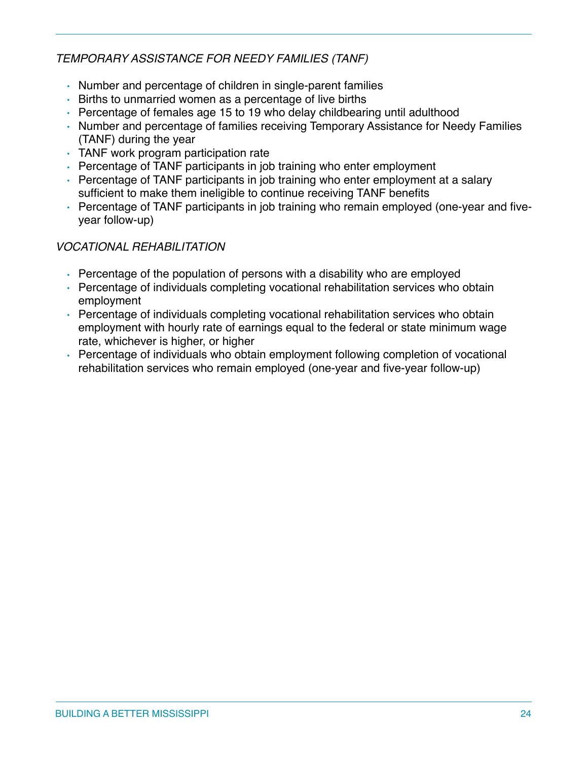*TEMPORARY ASSISTANCE FOR NEEDY FAMILIES (TANF)*

- Number and percentage of children in single-parent families
- Births to unmarried women as a percentage of live births
- Percentage of females age 15 to 19 who delay childbearing until adulthood
- Number and percentage of families receiving Temporary Assistance for Needy Families (TANF) during the year
- TANF work program participation rate
- Percentage of TANF participants in job training who enter employment
- Percentage of TANF participants in job training who enter employment at a salary sufficient to make them ineligible to continue receiving TANF benefits
- Percentage of TANF participants in job training who remain employed (one-year and five-year follow-up)

*VOCATIONAL REHABILITATION*

- Percentage of the population of persons with a disability who are employed
- Percentage of individuals completing vocational rehabilitation services who obtain employment
- Percentage of individuals completing vocational rehabilitation services who obtain employment with hourly rate of earnings equal to the federal or state minimum wage rate, whichever is higher, or higher
- Percentage of individuals who obtain employment following completion of vocational rehabilitation services who remain employed (one-year and five-year follow-up)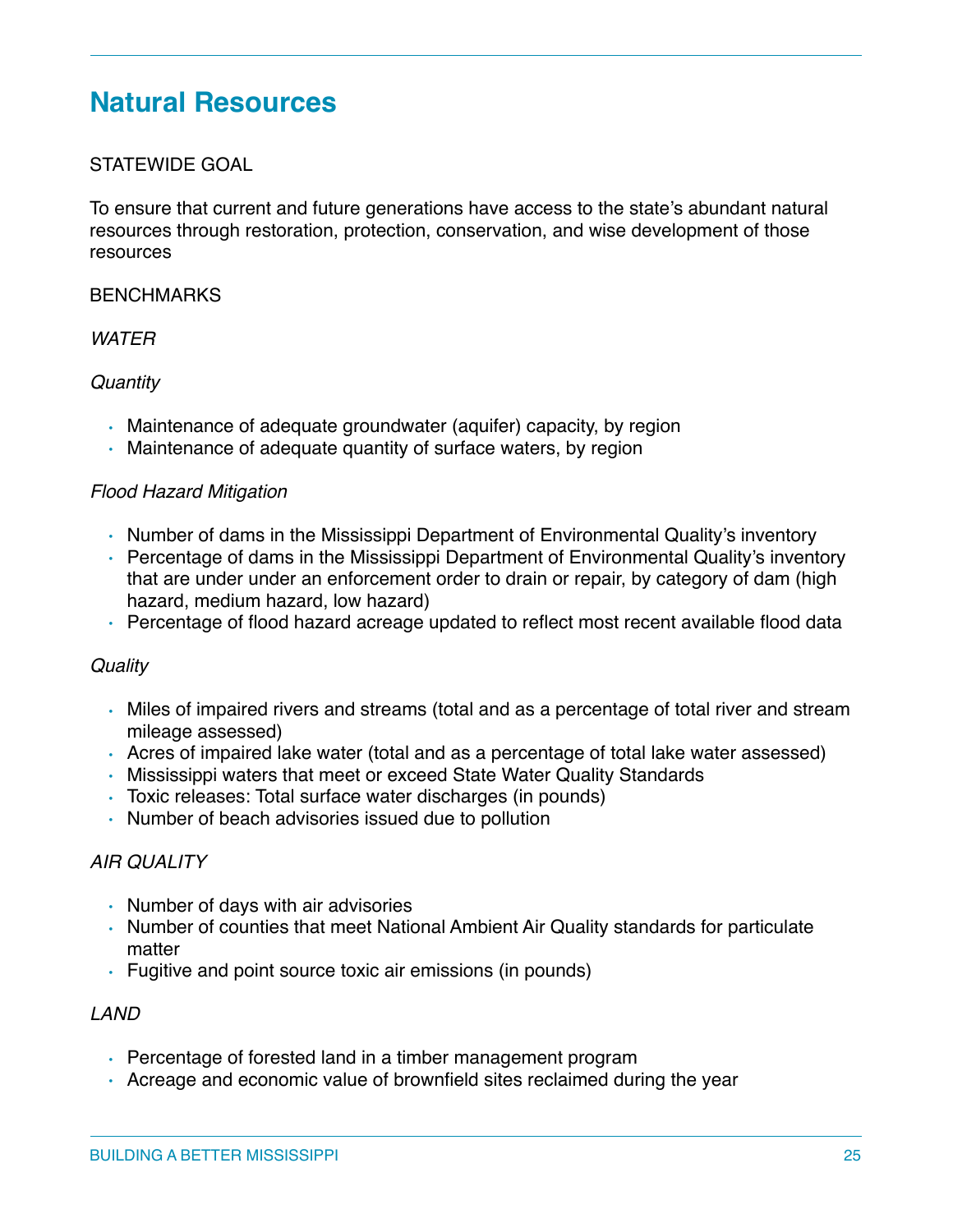# Natural Resources

STATEWIDE GOAL

To ensure that current and future generations have access to the state's abundant natural resources through restoration, protection, conservation, and wise development of those resources

BENCHMARKS

*WATER*

*Quantity*

- Maintenance of adequate groundwater (aquifer) capacity, by region
- Maintenance of adequate quantity of surface waters, by region

*Flood Hazard Mitigation*

- Number of dams in the Mississippi Department of Environmental Quality's inventory
- Percentage of dams in the Mississippi Department of Environmental Quality's inventory that are under under an enforcement order to drain or repair, by category of dam (high hazard, medium hazard, low hazard)
- Percentage of flood hazard acreage updated to reflect most recent available flood data

*Quality*

- Miles of impaired rivers and streams (total and as a percentage of total river and stream mileage assessed)
- Acres of impaired lake water (total and as a percentage of total lake water assessed)
- Mississippi waters that meet or exceed State Water Quality Standards
- Toxic releases: Total surface water discharges (in pounds)
- Number of beach advisories issued due to pollution

*AIR QUALITY*

- Number of days with air advisories
- Number of counties that meet National Ambient Air Quality standards for particulate matter
- Fugitive and point source toxic air emissions (in pounds)

*LAND*

- Percentage of forested land in a timber management program
- Acreage and economic value of brownfield sites reclaimed during the year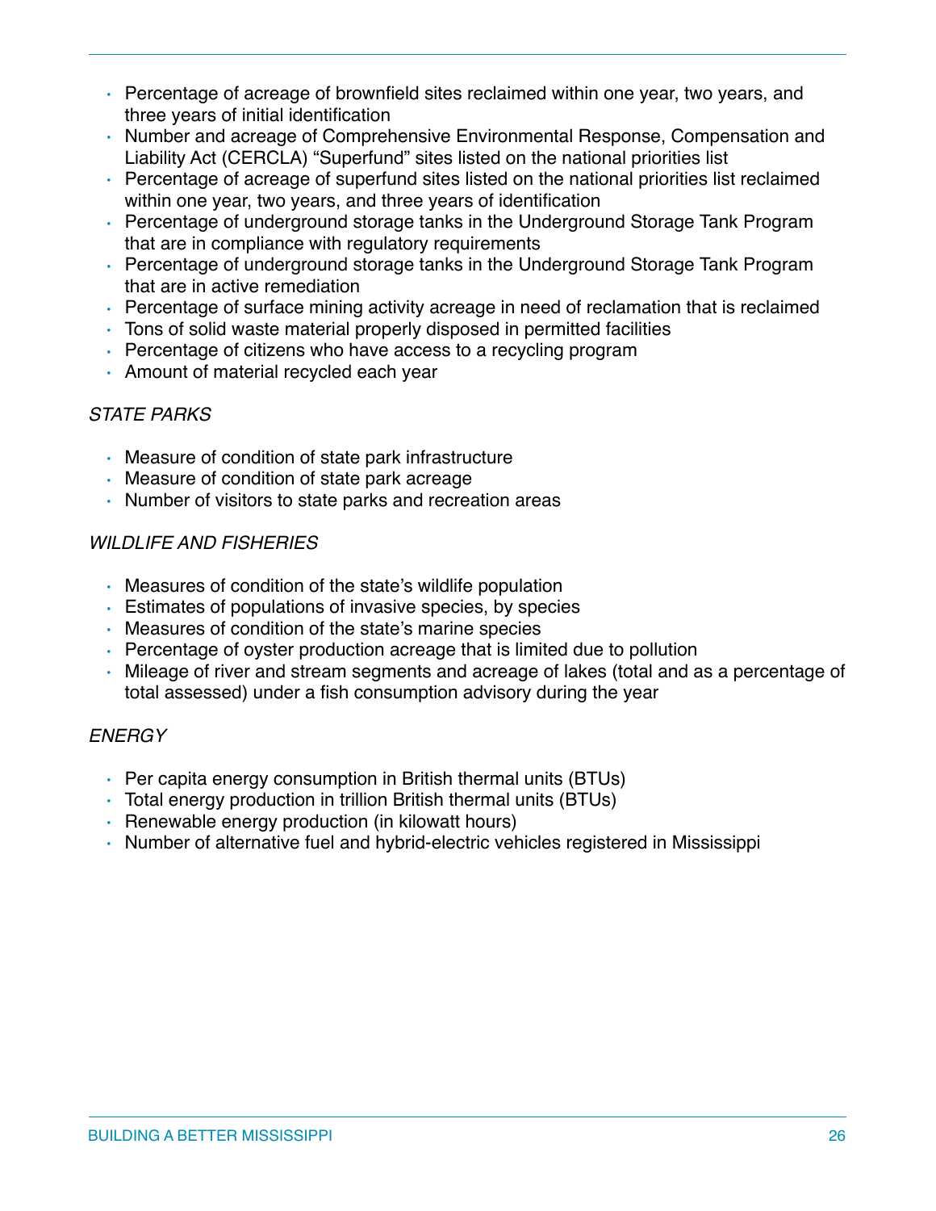- Percentage of acreage of brownfield sites reclaimed within one year, two years, and three years of initial identification
- Number and acreage of Comprehensive Environmental Response, Compensation and Liability Act (CERCLA) "Superfund" sites listed on the national priorities list
- Percentage of acreage of superfund sites listed on the national priorities list reclaimed within one year, two years, and three years of identification
- Percentage of underground storage tanks in the Underground Storage Tank Program that are in compliance with regulatory requirements
- Percentage of underground storage tanks in the Underground Storage Tank Program that are in active remediation
- Percentage of surface mining activity acreage in need of reclamation that is reclaimed
- Tons of solid waste material properly disposed in permitted facilities
- Percentage of citizens who have access to a recycling program
- Amount of material recycled each year

*STATE PARKS*

- Measure of condition of state park infrastructure
- Measure of condition of state park acreage
- Number of visitors to state parks and recreation areas

*WILDLIFE AND FISHERIES*

- Measures of condition of the state's wildlife population
- Estimates of populations of invasive species, by species
- Measures of condition of the state's marine species
- Percentage of oyster production acreage that is limited due to pollution
- Mileage of river and stream segments and acreage of lakes (total and as a percentage of total assessed) under a fish consumption advisory during the year

*ENERGY*

- Per capita energy consumption in British thermal units (BTUs)
- Total energy production in trillion British thermal units (BTUs)
- Renewable energy production (in kilowatt hours)
- Number of alternative fuel and hybrid-electric vehicles registered in Mississippi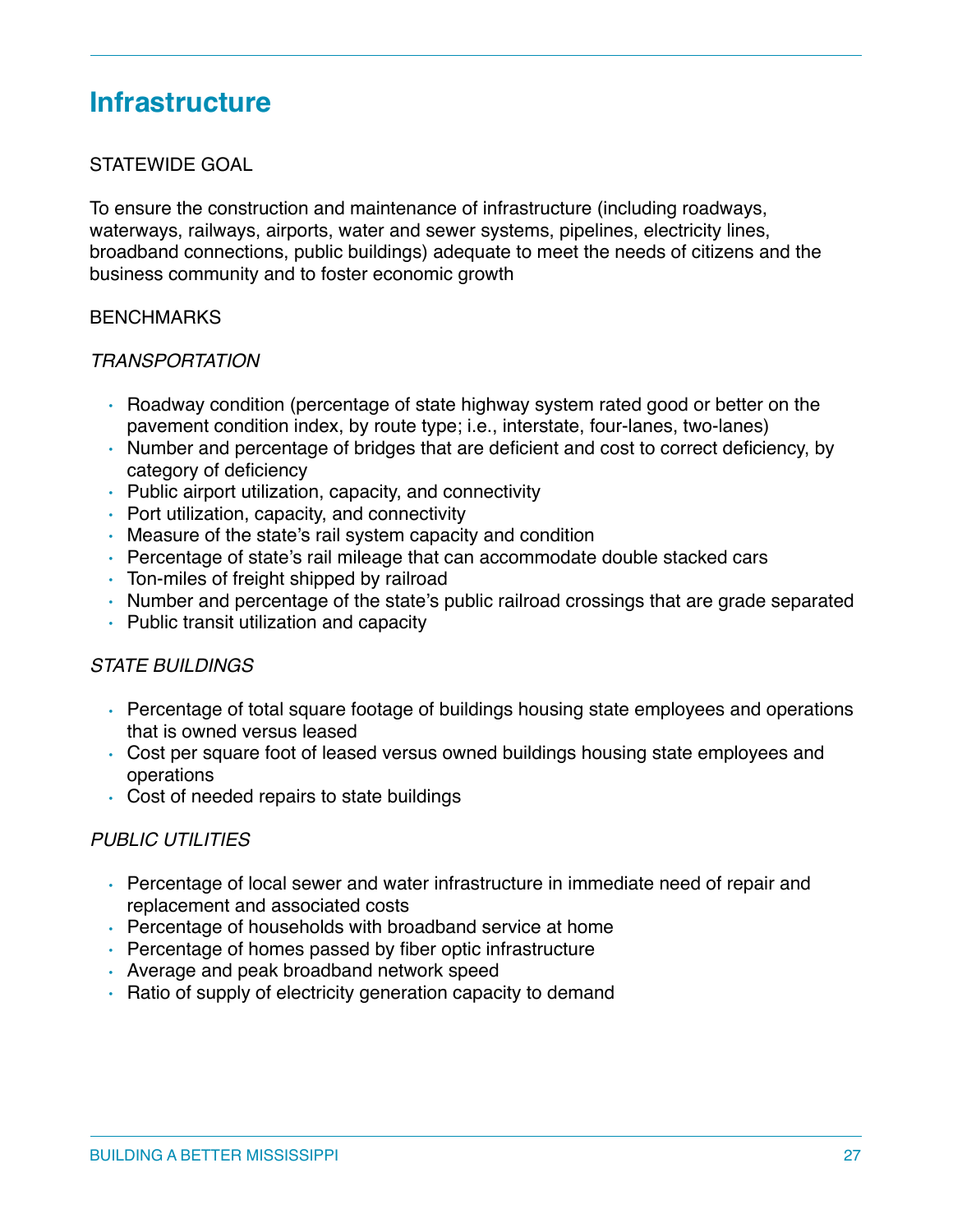# Infrastructure

STATEWIDE GOAL

To ensure the construction and maintenance of infrastructure (including roadways, waterways, railways, airports, water and sewer systems, pipelines, electricity lines, broadband connections, public buildings) adequate to meet the needs of citizens and the business community and to foster economic growth

BENCHMARKS

*TRANSPORTATION*

- Roadway condition (percentage of state highway system rated good or better on the pavement condition index, by route type; i.e., interstate, four-lanes, two-lanes)
- Number and percentage of bridges that are deficient and cost to correct deficiency, by category of deficiency
- Public airport utilization, capacity, and connectivity
- Port utilization, capacity, and connectivity
- Measure of the state's rail system capacity and condition
- Percentage of state's rail mileage that can accommodate double stacked cars
- Ton-miles of freight shipped by railroad
- Number and percentage of the state's public railroad crossings that are grade separated
- Public transit utilization and capacity

*STATE BUILDINGS*

- Percentage of total square footage of buildings housing state employees and operations that is owned versus leased
- Cost per square foot of leased versus owned buildings housing state employees and operations
- Cost of needed repairs to state buildings

*PUBLIC UTILITIES*

- Percentage of local sewer and water infrastructure in immediate need of repair and replacement and associated costs
- Percentage of households with broadband service at home
- Percentage of homes passed by fiber optic infrastructure
- Average and peak broadband network speed
- Ratio of supply of electricity generation capacity to demand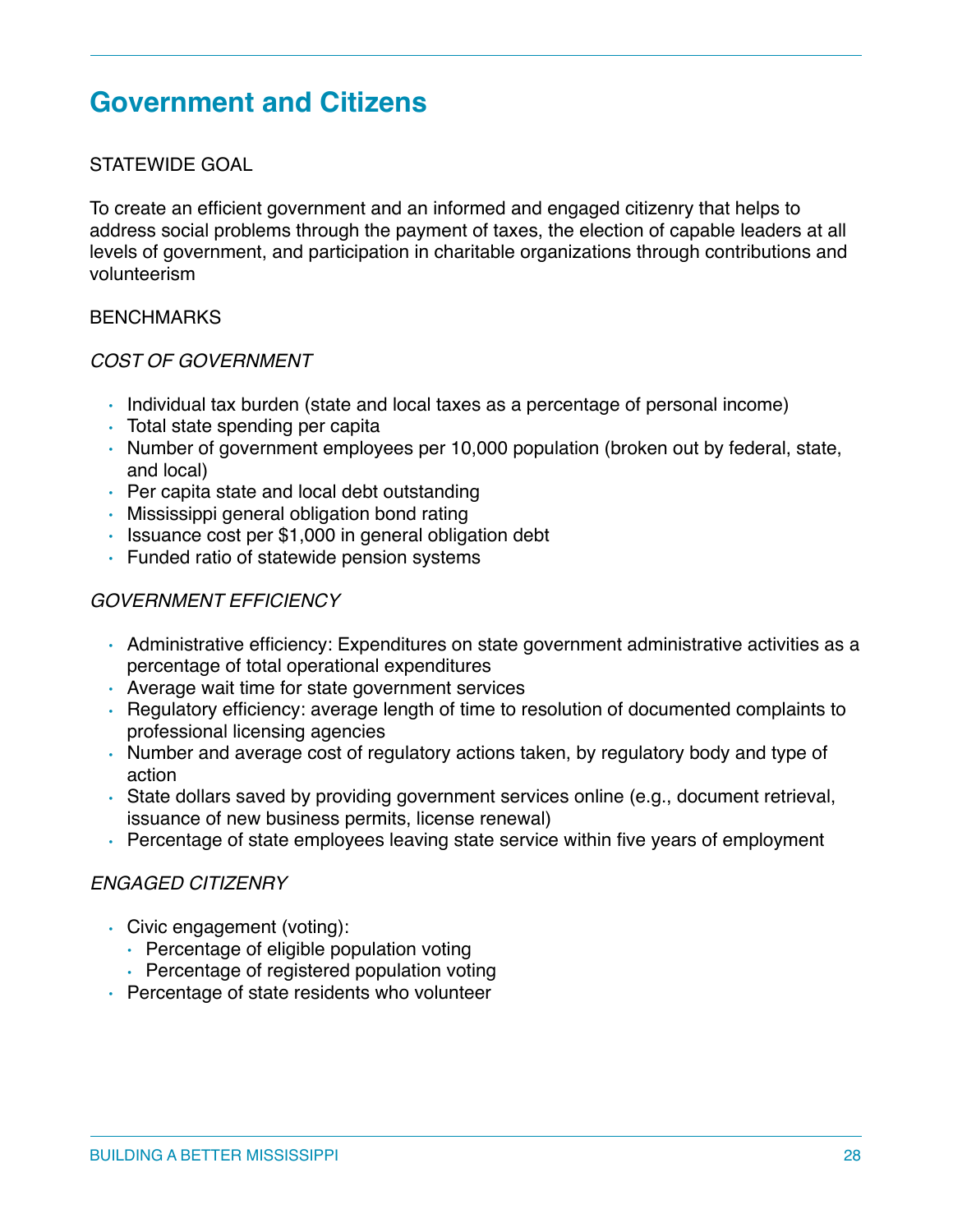# Government and Citizens

STATEWIDE GOAL

To create an efficient government and an informed and engaged citizenry that helps to address social problems through the payment of taxes, the election of capable leaders at all levels of government, and participation in charitable organizations through contributions and volunteerism

BENCHMARKS

*COST OF GOVERNMENT*

- Individual tax burden (state and local taxes as a percentage of personal income)
- Total state spending per capita
- Number of government employees per 10,000 population (broken out by federal, state, and local)
- Per capita state and local debt outstanding
- Mississippi general obligation bond rating
- Issuance cost per $1,000 in general obligation debt
- Funded ratio of statewide pension systems

*GOVERNMENT EFFICIENCY*

- Administrative efficiency: Expenditures on state government administrative activities as a percentage of total operational expenditures
- Average wait time for state government services
- Regulatory efficiency: average length of time to resolution of documented complaints to professional licensing agencies
- Number and average cost of regulatory actions taken, by regulatory body and type of action
- State dollars saved by providing government services online (e.g., document retrieval, issuance of new business permits, license renewal)
- Percentage of state employees leaving state service within five years of employment

*ENGAGED CITIZENRY*

- Civic engagement (voting):
  - Percentage of eligible population voting
  - Percentage of registered population voting
- Percentage of state residents who volunteer